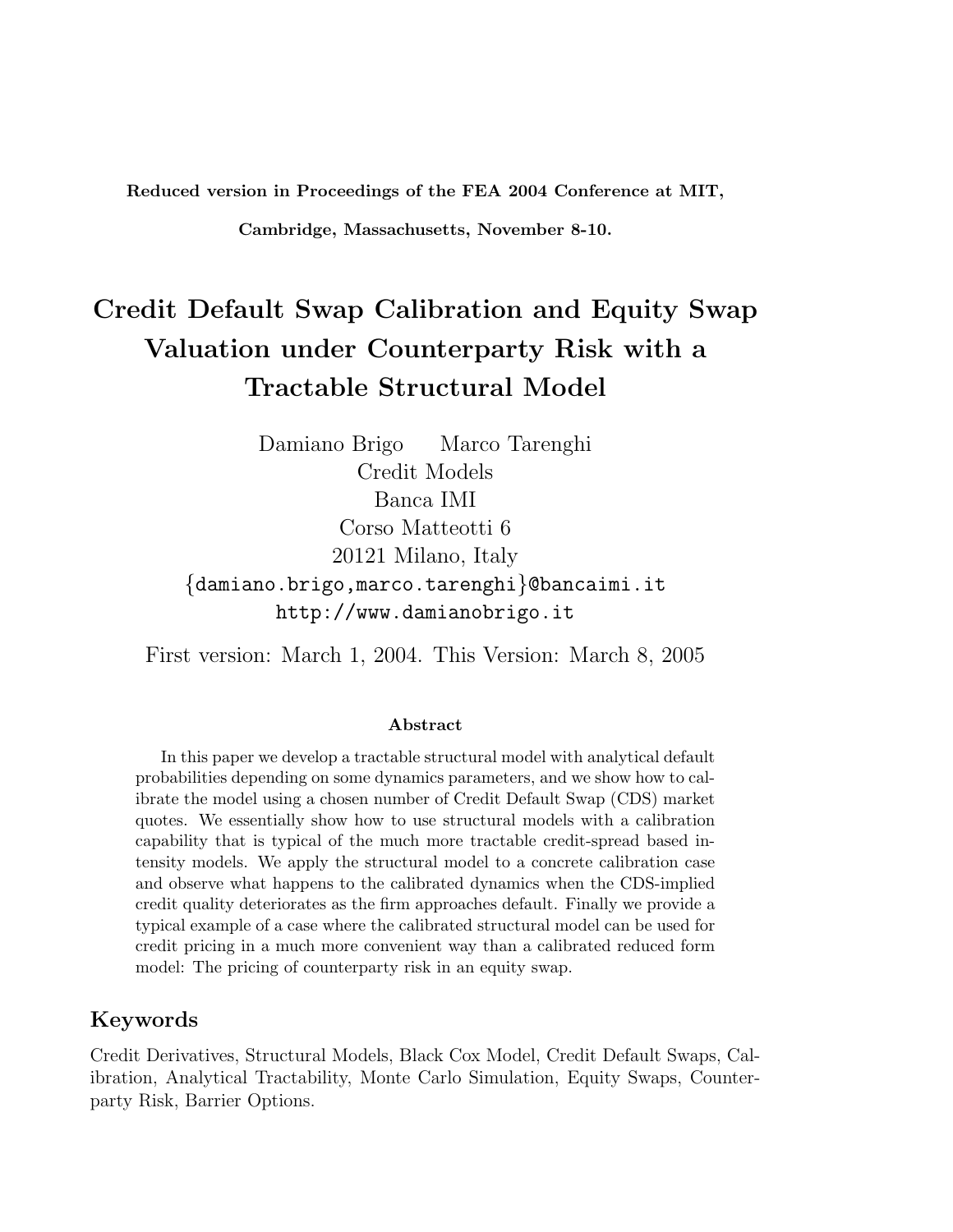**Reduced version in Proceedings of the FEA 2004 Conference at MIT, Cambridge, Massachusetts, November 8-10.**

# Credit Default Swap Calibration and Equity Swap Valuation under Counterparty Risk with a Tractable Structural Model

Damiano Brigo  Marco Tarenghi
Credit Models
Banca IMI
Corso Matteotti 6
20121 Milano, Italy
{damiano.brigo,marco.tarenghi}@bancaimi.it
http://www.damianobrigo.it

First version: March 1, 2004. This Version: March 8, 2005

### Abstract

In this paper we develop a tractable structural model with analytical default probabilities depending on some dynamics parameters, and we show how to calibrate the model using a chosen number of Credit Default Swap (CDS) market quotes. We essentially show how to use structural models with a calibration capability that is typical of the much more tractable credit-spread based intensity models. We apply the structural model to a concrete calibration case and observe what happens to the calibrated dynamics when the CDS-implied credit quality deteriorates as the firm approaches default. Finally we provide a typical example of a case where the calibrated structural model can be used for credit pricing in a much more convenient way than a calibrated reduced form model: The pricing of counterparty risk in an equity swap.

## Keywords

Credit Derivatives, Structural Models, Black Cox Model, Credit Default Swaps, Calibration, Analytical Tractability, Monte Carlo Simulation, Equity Swaps, Counterparty Risk, Barrier Options.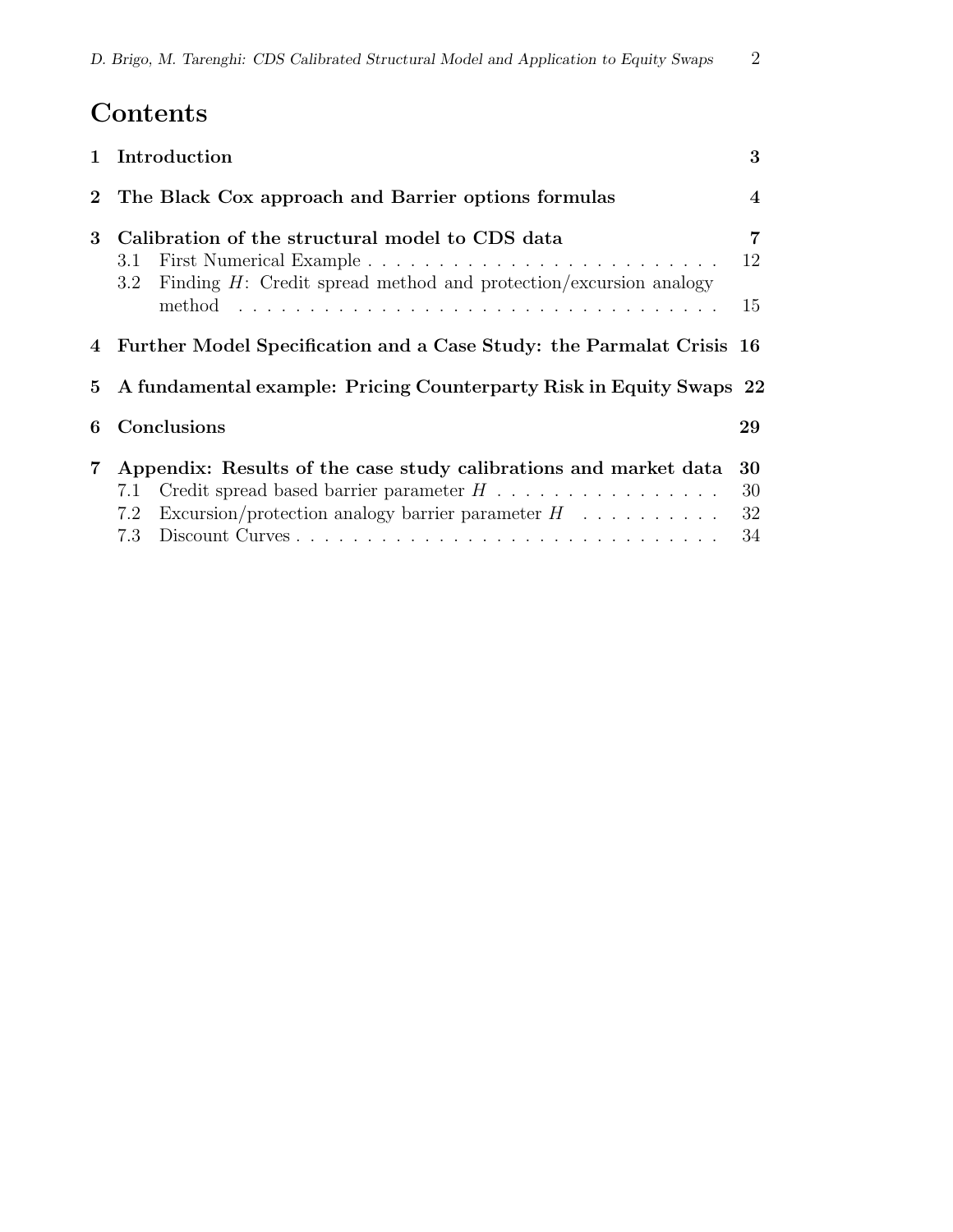# Contents

**1 Introduction** — **3**

**2 The Black Cox approach and Barrier options formulas** — **4**

**3 Calibration of the structural model to CDS data** — **7**
- 3.1 First Numerical Example — 12
- 3.2 Finding $H$: Credit spread method and protection/excursion analogy method — 15

**4 Further Model Specification and a Case Study: the Parmalat Crisis** — **16**

**5 A fundamental example: Pricing Counterparty Risk in Equity Swaps** — **22**

**6 Conclusions** — **29**

**7 Appendix: Results of the case study calibrations and market data** — **30**
- 7.1 Credit spread based barrier parameter $H$ — 30
- 7.2 Excursion/protection analogy barrier parameter $H$ — 32
- 7.3 Discount Curves — 34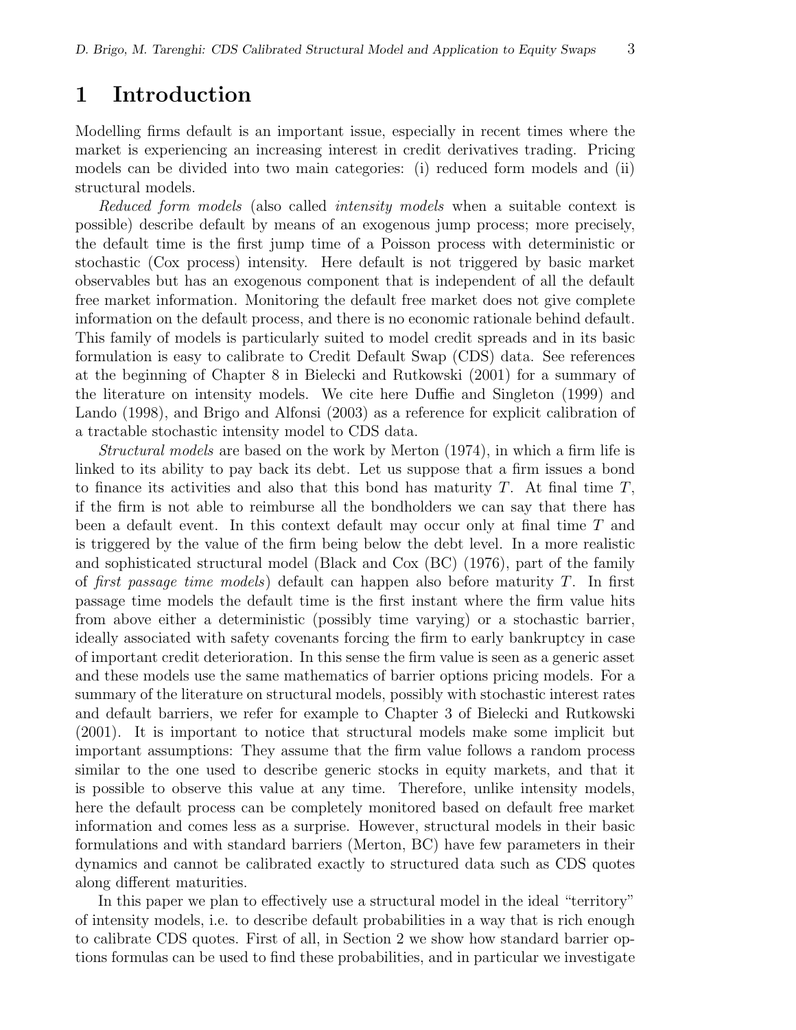# 1 Introduction

Modelling firms default is an important issue, especially in recent times where the market is experiencing an increasing interest in credit derivatives trading. Pricing models can be divided into two main categories: (i) reduced form models and (ii) structural models.

*Reduced form models* (also called *intensity models* when a suitable context is possible) describe default by means of an exogenous jump process; more precisely, the default time is the first jump time of a Poisson process with deterministic or stochastic (Cox process) intensity. Here default is not triggered by basic market observables but has an exogenous component that is independent of all the default free market information. Monitoring the default free market does not give complete information on the default process, and there is no economic rationale behind default. This family of models is particularly suited to model credit spreads and in its basic formulation is easy to calibrate to Credit Default Swap (CDS) data. See references at the beginning of Chapter 8 in Bielecki and Rutkowski (2001) for a summary of the literature on intensity models. We cite here Duffie and Singleton (1999) and Lando (1998), and Brigo and Alfonsi (2003) as a reference for explicit calibration of a tractable stochastic intensity model to CDS data.

*Structural models* are based on the work by Merton (1974), in which a firm life is linked to its ability to pay back its debt. Let us suppose that a firm issues a bond to finance its activities and also that this bond has maturity $T$. At final time $T$, if the firm is not able to reimburse all the bondholders we can say that there has been a default event. In this context default may occur only at final time $T$ and is triggered by the value of the firm being below the debt level. In a more realistic and sophisticated structural model (Black and Cox (BC) (1976), part of the family of *first passage time models*) default can happen also before maturity $T$. In first passage time models the default time is the first instant where the firm value hits from above either a deterministic (possibly time varying) or a stochastic barrier, ideally associated with safety covenants forcing the firm to early bankruptcy in case of important credit deterioration. In this sense the firm value is seen as a generic asset and these models use the same mathematics of barrier options pricing models. For a summary of the literature on structural models, possibly with stochastic interest rates and default barriers, we refer for example to Chapter 3 of Bielecki and Rutkowski (2001). It is important to notice that structural models make some implicit but important assumptions: They assume that the firm value follows a random process similar to the one used to describe generic stocks in equity markets, and that it is possible to observe this value at any time. Therefore, unlike intensity models, here the default process can be completely monitored based on default free market information and comes less as a surprise. However, structural models in their basic formulations and with standard barriers (Merton, BC) have few parameters in their dynamics and cannot be calibrated exactly to structured data such as CDS quotes along different maturities.

In this paper we plan to effectively use a structural model in the ideal "territory" of intensity models, i.e. to describe default probabilities in a way that is rich enough to calibrate CDS quotes. First of all, in Section 2 we show how standard barrier options formulas can be used to find these probabilities, and in particular we investigate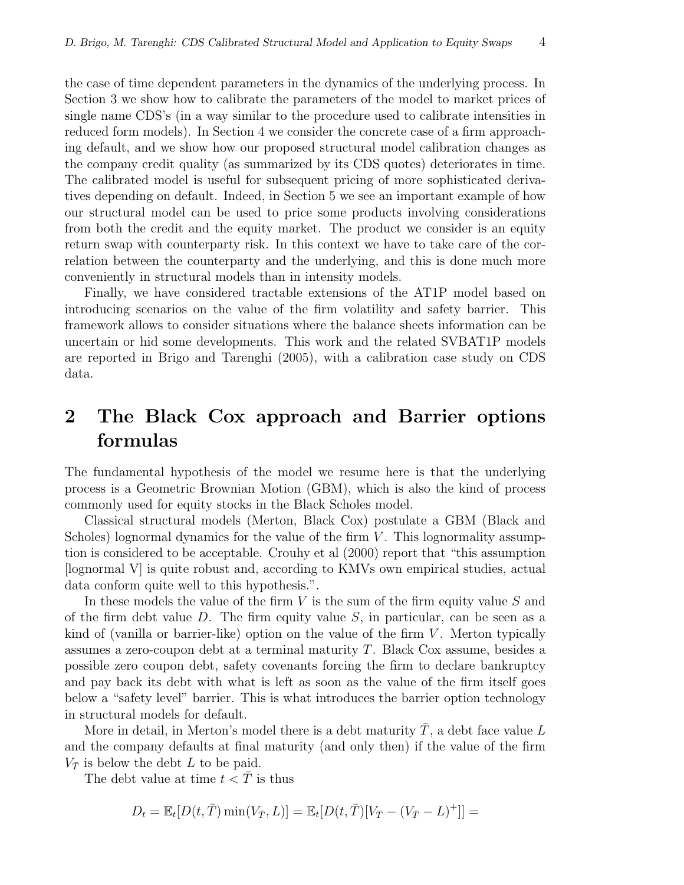the case of time dependent parameters in the dynamics of the underlying process. In Section 3 we show how to calibrate the parameters of the model to market prices of single name CDS's (in a way similar to the procedure used to calibrate intensities in reduced form models). In Section 4 we consider the concrete case of a firm approaching default, and we show how our proposed structural model calibration changes as the company credit quality (as summarized by its CDS quotes) deteriorates in time. The calibrated model is useful for subsequent pricing of more sophisticated derivatives depending on default. Indeed, in Section 5 we see an important example of how our structural model can be used to price some products involving considerations from both the credit and the equity market. The product we consider is an equity return swap with counterparty risk. In this context we have to take care of the correlation between the counterparty and the underlying, and this is done much more conveniently in structural models than in intensity models.

Finally, we have considered tractable extensions of the AT1P model based on introducing scenarios on the value of the firm volatility and safety barrier. This framework allows to consider situations where the balance sheets information can be uncertain or hid some developments. This work and the related SVBAT1P models are reported in Brigo and Tarenghi (2005), with a calibration case study on CDS data.

# 2 The Black Cox approach and Barrier options formulas

The fundamental hypothesis of the model we resume here is that the underlying process is a Geometric Brownian Motion (GBM), which is also the kind of process commonly used for equity stocks in the Black Scholes model.

Classical structural models (Merton, Black Cox) postulate a GBM (Black and Scholes) lognormal dynamics for the value of the firm $V$. This lognormality assumption is considered to be acceptable. Crouhy et al (2000) report that "this assumption [lognormal V] is quite robust and, according to KMVs own empirical studies, actual data conform quite well to this hypothesis.".

In these models the value of the firm $V$ is the sum of the firm equity value $S$ and of the firm debt value $D$. The firm equity value $S$, in particular, can be seen as a kind of (vanilla or barrier-like) option on the value of the firm $V$. Merton typically assumes a zero-coupon debt at a terminal maturity $T$. Black Cox assume, besides a possible zero coupon debt, safety covenants forcing the firm to declare bankruptcy and pay back its debt with what is left as soon as the value of the firm itself goes below a "safety level" barrier. This is what introduces the barrier option technology in structural models for default.

More in detail, in Merton's model there is a debt maturity $\bar{T}$, a debt face value $L$ and the company defaults at final maturity (and only then) if the value of the firm $V_{\bar{T}}$ is below the debt $L$ to be paid.

The debt value at time $t < \bar{T}$ is thus

$$D_t = \mathbb{E}_t[D(t, \bar{T}) \min(V_{\bar{T}}, L)] = \mathbb{E}_t[D(t, \bar{T})[V_{\bar{T}} - (V_{\bar{T}} - L)^+]] =$$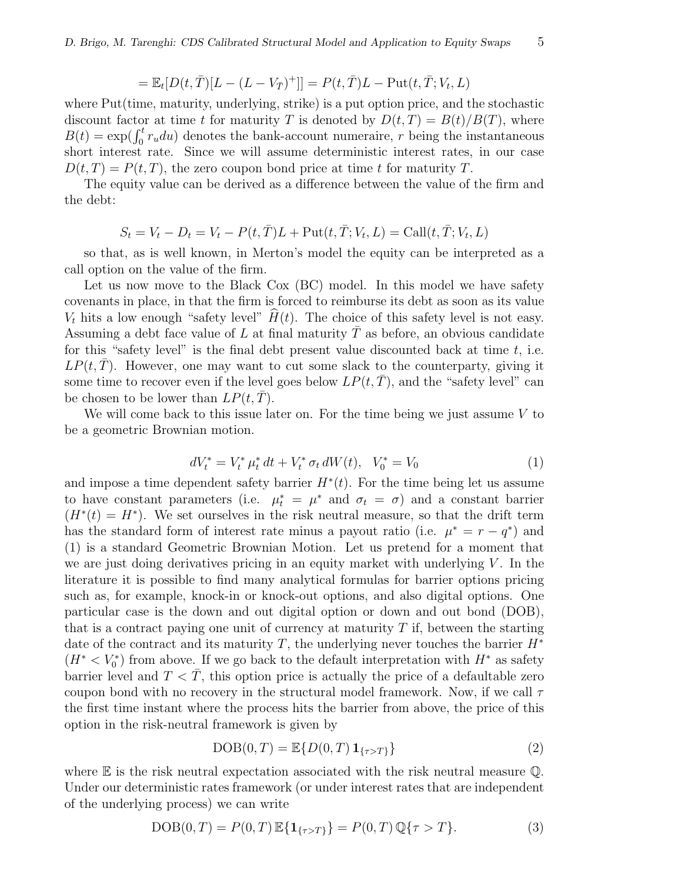$$= \mathbb{E}_t[D(t,\bar{T})[L - (L - V_{\bar{T}})^+]] = P(t,\bar{T})L - \mathrm{Put}(t,\bar{T};V_t,L)$$

where Put(time, maturity, underlying, strike) is a put option price, and the stochastic discount factor at time $t$ for maturity $T$ is denoted by $D(t,T) = B(t)/B(T)$, where $B(t) = \exp(\int_0^t r_u du)$ denotes the bank-account numeraire, $r$ being the instantaneous short interest rate. Since we will assume deterministic interest rates, in our case $D(t,T) = P(t,T)$, the zero coupon bond price at time $t$ for maturity $T$.

The equity value can be derived as a difference between the value of the firm and the debt:

$$S_t = V_t - D_t = V_t - P(t,\bar{T})L + \mathrm{Put}(t,\bar{T};V_t,L) = \mathrm{Call}(t,\bar{T};V_t,L)$$

so that, as is well known, in Merton's model the equity can be interpreted as a call option on the value of the firm.

Let us now move to the Black Cox (BC) model. In this model we have safety covenants in place, in that the firm is forced to reimburse its debt as soon as its value $V_t$ hits a low enough "safety level" $\widehat{H}(t)$. The choice of this safety level is not easy. Assuming a debt face value of $L$ at final maturity $\bar{T}$ as before, an obvious candidate for this "safety level" is the final debt present value discounted back at time $t$, i.e. $LP(t,\bar{T})$. However, one may want to cut some slack to the counterparty, giving it some time to recover even if the level goes below $LP(t,\bar{T})$, and the "safety level" can be chosen to be lower than $LP(t,\bar{T})$.

We will come back to this issue later on. For the time being we just assume $V$ to be a geometric Brownian motion.

$$dV_t^* = V_t^* \, \mu_t^* \, dt + V_t^* \, \sigma_t \, dW(t), \quad V_0^* = V_0 \tag{1}$$

and impose a time dependent safety barrier $H^*(t)$. For the time being let us assume to have constant parameters (i.e. $\mu_t^* = \mu^*$ and $\sigma_t = \sigma$) and a constant barrier ($H^*(t) = H^*$). We set ourselves in the risk neutral measure, so that the drift term has the standard form of interest rate minus a payout ratio (i.e. $\mu^* = r - q^*$) and (1) is a standard Geometric Brownian Motion. Let us pretend for a moment that we are just doing derivatives pricing in an equity market with underlying $V$. In the literature it is possible to find many analytical formulas for barrier options pricing such as, for example, knock-in or knock-out options, and also digital options. One particular case is the down and out digital option or down and out bond (DOB), that is a contract paying one unit of currency at maturity $T$ if, between the starting date of the contract and its maturity $T$, the underlying never touches the barrier $H^*$ ($H^* < V_0^*$) from above. If we go back to the default interpretation with $H^*$ as safety barrier level and $T < \bar{T}$, this option price is actually the price of a defaultable zero coupon bond with no recovery in the structural model framework. Now, if we call $\tau$ the first time instant where the process hits the barrier from above, the price of this option in the risk-neutral framework is given by

$$\mathrm{DOB}(0,T) = \mathbb{E}\{D(0,T)\,\mathbf{1}_{\{\tau > T\}}\} \tag{2}$$

where $\mathbb{E}$ is the risk neutral expectation associated with the risk neutral measure $\mathbb{Q}$. Under our deterministic rates framework (or under interest rates that are independent of the underlying process) we can write

$$\mathrm{DOB}(0,T) = P(0,T)\,\mathbb{E}\{\mathbf{1}_{\{\tau > T\}}\} = P(0,T)\,\mathbb{Q}\{\tau > T\}. \tag{3}$$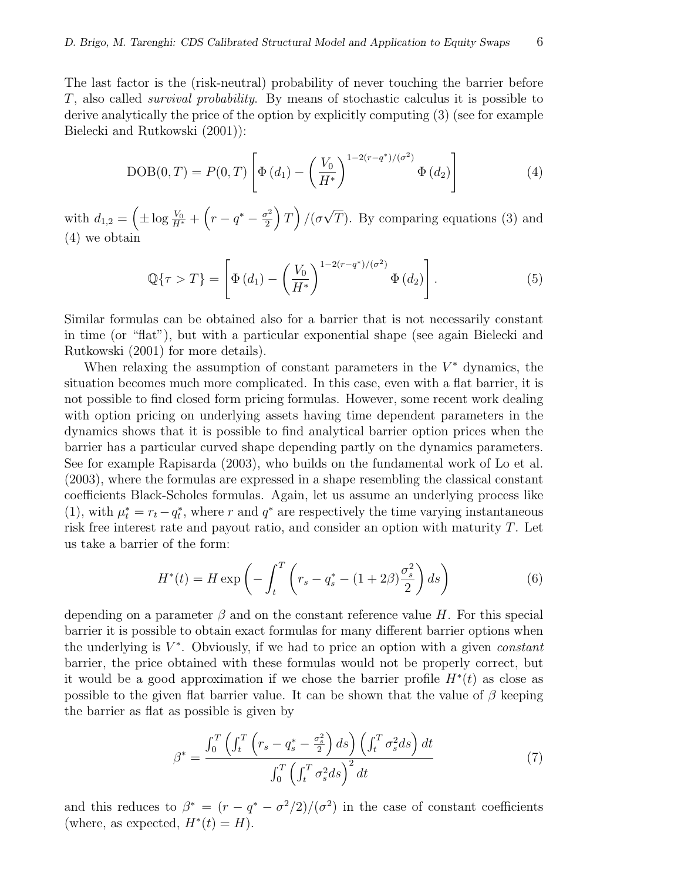The last factor is the (risk-neutral) probability of never touching the barrier before $T$, also called *survival probability*. By means of stochastic calculus it is possible to derive analytically the price of the option by explicitly computing (3) (see for example Bielecki and Rutkowski (2001)):

$$\mathrm{DOB}(0,T) = P(0,T)\left[\Phi\left(d_1\right) - \left(\frac{V_0}{H^*}\right)^{1-2(r-q^*)/(\sigma^2)} \Phi\left(d_2\right)\right] \tag{4}$$

with $d_{1,2} = \left(\pm \log \frac{V_0}{H^*} + \left(r - q^* - \frac{\sigma^2}{2}\right)T\right)/(\sigma\sqrt{T})$. By comparing equations (3) and (4) we obtain

$$\mathbb{Q}\{\tau > T\} = \left[\Phi\left(d_1\right) - \left(\frac{V_0}{H^*}\right)^{1-2(r-q^*)/(\sigma^2)} \Phi\left(d_2\right)\right]. \tag{5}$$

Similar formulas can be obtained also for a barrier that is not necessarily constant in time (or "flat"), but with a particular exponential shape (see again Bielecki and Rutkowski (2001) for more details).

When relaxing the assumption of constant parameters in the $V^*$ dynamics, the situation becomes much more complicated. In this case, even with a flat barrier, it is not possible to find closed form pricing formulas. However, some recent work dealing with option pricing on underlying assets having time dependent parameters in the dynamics shows that it is possible to find analytical barrier option prices when the barrier has a particular curved shape depending partly on the dynamics parameters. See for example Rapisarda (2003), who builds on the fundamental work of Lo et al. (2003), where the formulas are expressed in a shape resembling the classical constant coefficients Black-Scholes formulas. Again, let us assume an underlying process like (1), with $\mu_t^* = r_t - q_t^*$, where $r$ and $q^*$ are respectively the time varying instantaneous risk free interest rate and payout ratio, and consider an option with maturity $T$. Let us take a barrier of the form:

$$H^*(t) = H \exp\left(-\int_t^T \left(r_s - q_s^* - (1+2\beta)\frac{\sigma_s^2}{2}\right) ds\right) \tag{6}$$

depending on a parameter $\beta$ and on the constant reference value $H$. For this special barrier it is possible to obtain exact formulas for many different barrier options when the underlying is $V^*$. Obviously, if we had to price an option with a given *constant* barrier, the price obtained with these formulas would not be properly correct, but it would be a good approximation if we chose the barrier profile $H^*(t)$ as close as possible to the given flat barrier value. It can be shown that the value of $\beta$ keeping the barrier as flat as possible is given by

$$\beta^* = \frac{\int_0^T \left(\int_t^T \left(r_s - q_s^* - \frac{\sigma_s^2}{2}\right) ds\right)\left(\int_t^T \sigma_s^2 ds\right) dt}{\int_0^T \left(\int_t^T \sigma_s^2 ds\right)^2 dt} \tag{7}$$

and this reduces to $\beta^* = (r - q^* - \sigma^2/2)/(\sigma^2)$ in the case of constant coefficients (where, as expected, $H^*(t) = H$).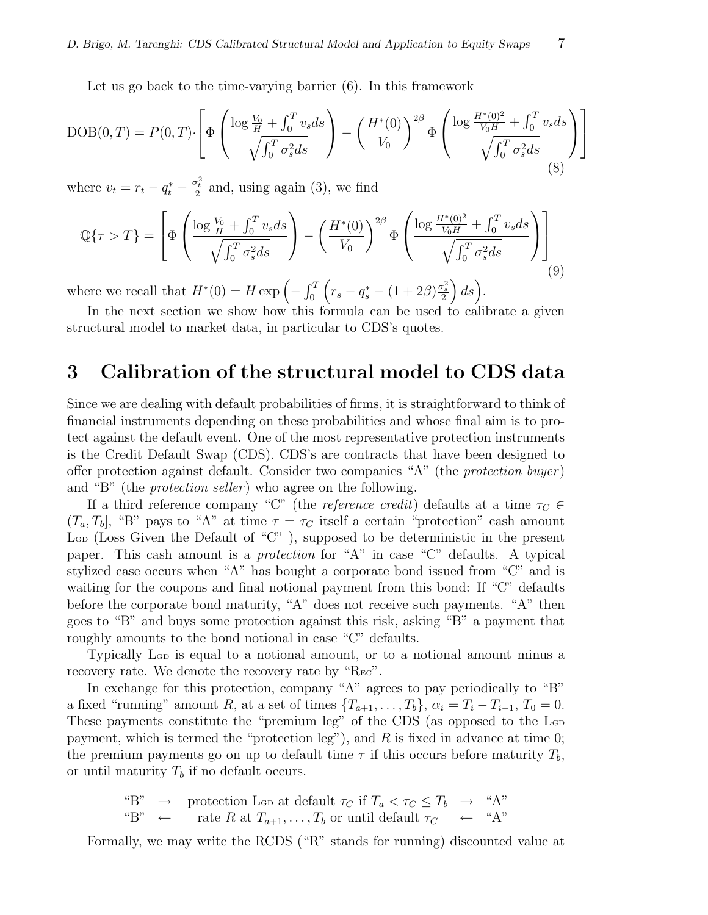Let us go back to the time-varying barrier (6). In this framework

$$\mathrm{DOB}(0,T) = P(0,T)\cdot\left[\Phi\left(\frac{\log\frac{V_0}{H}+\int_0^T v_s ds}{\sqrt{\int_0^T \sigma_s^2 ds}}\right) - \left(\frac{H^*(0)}{V_0}\right)^{2\beta}\Phi\left(\frac{\log\frac{H^*(0)^2}{V_0 H}+\int_0^T v_s ds}{\sqrt{\int_0^T \sigma_s^2 ds}}\right)\right] \tag{8}$$

where $v_t = r_t - q_t^* - \frac{\sigma_t^2}{2}$ and, using again (3), we find

$$\mathbb{Q}\{\tau > T\} = \left[\Phi\left(\frac{\log\frac{V_0}{H}+\int_0^T v_s ds}{\sqrt{\int_0^T \sigma_s^2 ds}}\right) - \left(\frac{H^*(0)}{V_0}\right)^{2\beta}\Phi\left(\frac{\log\frac{H^*(0)^2}{V_0 H}+\int_0^T v_s ds}{\sqrt{\int_0^T \sigma_s^2 ds}}\right)\right] \tag{9}$$

where we recall that $H^*(0) = H\exp\left(-\int_0^T\left(r_s - q_s^* - (1+2\beta)\frac{\sigma_s^2}{2}\right)ds\right)$.

In the next section we show how this formula can be used to calibrate a given structural model to market data, in particular to CDS's quotes.

# 3 Calibration of the structural model to CDS data

Since we are dealing with default probabilities of firms, it is straightforward to think of financial instruments depending on these probabilities and whose final aim is to protect against the default event. One of the most representative protection instruments is the Credit Default Swap (CDS). CDS's are contracts that have been designed to offer protection against default. Consider two companies "A" (the *protection buyer*) and "B" (the *protection seller*) who agree on the following.

If a third reference company "C" (the *reference credit*) defaults at a time $\tau_C \in (T_a, T_b]$, "B" pays to "A" at time $\tau = \tau_C$ itself a certain "protection" cash amount L<small>GD</small> (Loss Given the Default of "C" ), supposed to be deterministic in the present paper. This cash amount is a *protection* for "A" in case "C" defaults. A typical stylized case occurs when "A" has bought a corporate bond issued from "C" and is waiting for the coupons and final notional payment from this bond: If "C" defaults before the corporate bond maturity, "A" does not receive such payments. "A" then goes to "B" and buys some protection against this risk, asking "B" a payment that roughly amounts to the bond notional in case "C" defaults.

Typically L<small>GD</small> is equal to a notional amount, or to a notional amount minus a recovery rate. We denote the recovery rate by "R<small>EC</small>".

In exchange for this protection, company "A" agrees to pay periodically to "B" a fixed "running" amount $R$, at a set of times $\{T_{a+1},\ldots,T_b\}$, $\alpha_i = T_i - T_{i-1}$, $T_0 = 0$. These payments constitute the "premium leg" of the CDS (as opposed to the L<small>GD</small> payment, which is termed the "protection leg"), and $R$ is fixed in advance at time 0; the premium payments go on up to default time $\tau$ if this occurs before maturity $T_b$, or until maturity $T_b$ if no default occurs.

"B" $\rightarrow$ protection L<small>GD</small> at default $\tau_C$ if $T_a < \tau_C \le T_b$ $\rightarrow$ "A"
"B" $\leftarrow$ rate $R$ at $T_{a+1},\ldots,T_b$ or until default $\tau_C$ $\leftarrow$ "A"

Formally, we may write the RCDS ("R" stands for running) discounted value at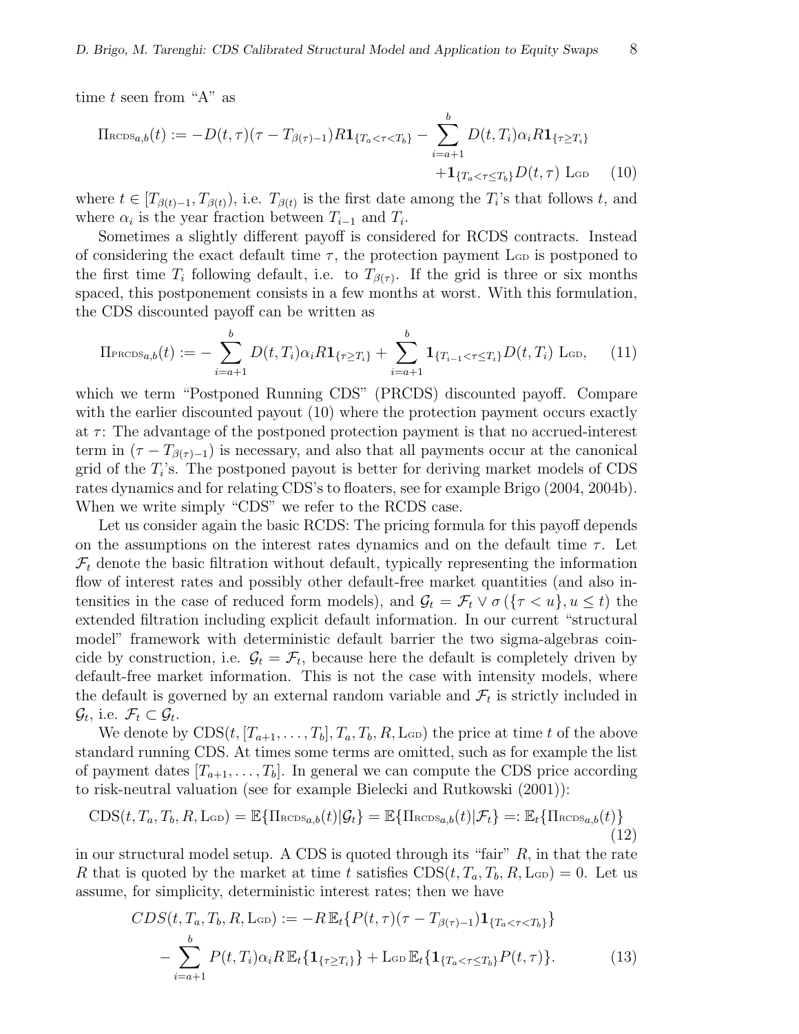time $t$ seen from "A" as

$$\Pi_{\text{RCDS}a,b}(t) := -D(t,\tau)(\tau - T_{\beta(\tau)-1})R\mathbf{1}_{\{T_a<\tau<T_b\}} - \sum_{i=a+1}^{b} D(t,T_i)\alpha_i R\mathbf{1}_{\{\tau\geq T_i\}} + \mathbf{1}_{\{T_a<\tau\leq T_b\}}D(t,\tau)\ \text{L}_{\text{GD}} \quad (10)$$

where $t \in [T_{\beta(t)-1}, T_{\beta(t)})$, i.e. $T_{\beta(t)}$ is the first date among the $T_i$'s that follows $t$, and where $\alpha_i$ is the year fraction between $T_{i-1}$ and $T_i$.

Sometimes a slightly different payoff is considered for RCDS contracts. Instead of considering the exact default time $\tau$, the protection payment $\text{L}_{\text{GD}}$ is postponed to the first time $T_i$ following default, i.e. to $T_{\beta(\tau)}$. If the grid is three or six months spaced, this postponement consists in a few months at worst. With this formulation, the CDS discounted payoff can be written as

$$\Pi_{\text{PRCDS}a,b}(t) := -\sum_{i=a+1}^{b} D(t,T_i)\alpha_i R\mathbf{1}_{\{\tau\geq T_i\}} + \sum_{i=a+1}^{b} \mathbf{1}_{\{T_{i-1}<\tau\leq T_i\}}D(t,T_i)\ \text{L}_{\text{GD}}, \quad (11)$$

which we term "Postponed Running CDS" (PRCDS) discounted payoff. Compare with the earlier discounted payout (10) where the protection payment occurs exactly at $\tau$: The advantage of the postponed protection payment is that no accrued-interest term in $(\tau - T_{\beta(\tau)-1})$ is necessary, and also that all payments occur at the canonical grid of the $T_i$'s. The postponed payout is better for deriving market models of CDS rates dynamics and for relating CDS's to floaters, see for example Brigo (2004, 2004b). When we write simply "CDS" we refer to the RCDS case.

Let us consider again the basic RCDS: The pricing formula for this payoff depends on the assumptions on the interest rates dynamics and on the default time $\tau$. Let $\mathcal{F}_t$ denote the basic filtration without default, typically representing the information flow of interest rates and possibly other default-free market quantities (and also intensities in the case of reduced form models), and $\mathcal{G}_t = \mathcal{F}_t \vee \sigma(\{\tau < u\}, u \leq t)$ the extended filtration including explicit default information. In our current "structural model" framework with deterministic default barrier the two sigma-algebras coincide by construction, i.e. $\mathcal{G}_t = \mathcal{F}_t$, because here the default is completely driven by default-free market information. This is not the case with intensity models, where the default is governed by an external random variable and $\mathcal{F}_t$ is strictly included in $\mathcal{G}_t$, i.e. $\mathcal{F}_t \subset \mathcal{G}_t$.

We denote by $\text{CDS}(t, [T_{a+1}, \ldots, T_b], T_a, T_b, R, \text{L}_{\text{GD}})$ the price at time $t$ of the above standard running CDS. At times some terms are omitted, such as for example the list of payment dates $[T_{a+1}, \ldots, T_b]$. In general we can compute the CDS price according to risk-neutral valuation (see for example Bielecki and Rutkowski (2001)):

$$\text{CDS}(t, T_a, T_b, R, \text{L}_{\text{GD}}) = \mathbb{E}\{\Pi_{\text{RCDS}a,b}(t)|\mathcal{G}_t\} = \mathbb{E}\{\Pi_{\text{RCDS}a,b}(t)|\mathcal{F}_t\} =: \mathbb{E}_t\{\Pi_{\text{RCDS}a,b}(t)\} \quad (12)$$

in our structural model setup. A CDS is quoted through its "fair" $R$, in that the rate $R$ that is quoted by the market at time $t$ satisfies $\text{CDS}(t, T_a, T_b, R, \text{L}_{\text{GD}}) = 0$. Let us assume, for simplicity, deterministic interest rates; then we have

$$CDS(t, T_a, T_b, R, \text{L}_{\text{GD}}) := -R\,\mathbb{E}_t\{P(t,\tau)(\tau - T_{\beta(\tau)-1})\mathbf{1}_{\{T_a<\tau<T_b\}}\} - \sum_{i=a+1}^{b} P(t,T_i)\alpha_i R\,\mathbb{E}_t\{\mathbf{1}_{\{\tau\geq T_i\}}\} + \text{L}_{\text{GD}}\,\mathbb{E}_t\{\mathbf{1}_{\{T_a<\tau\leq T_b\}}P(t,\tau)\}. \quad (13)$$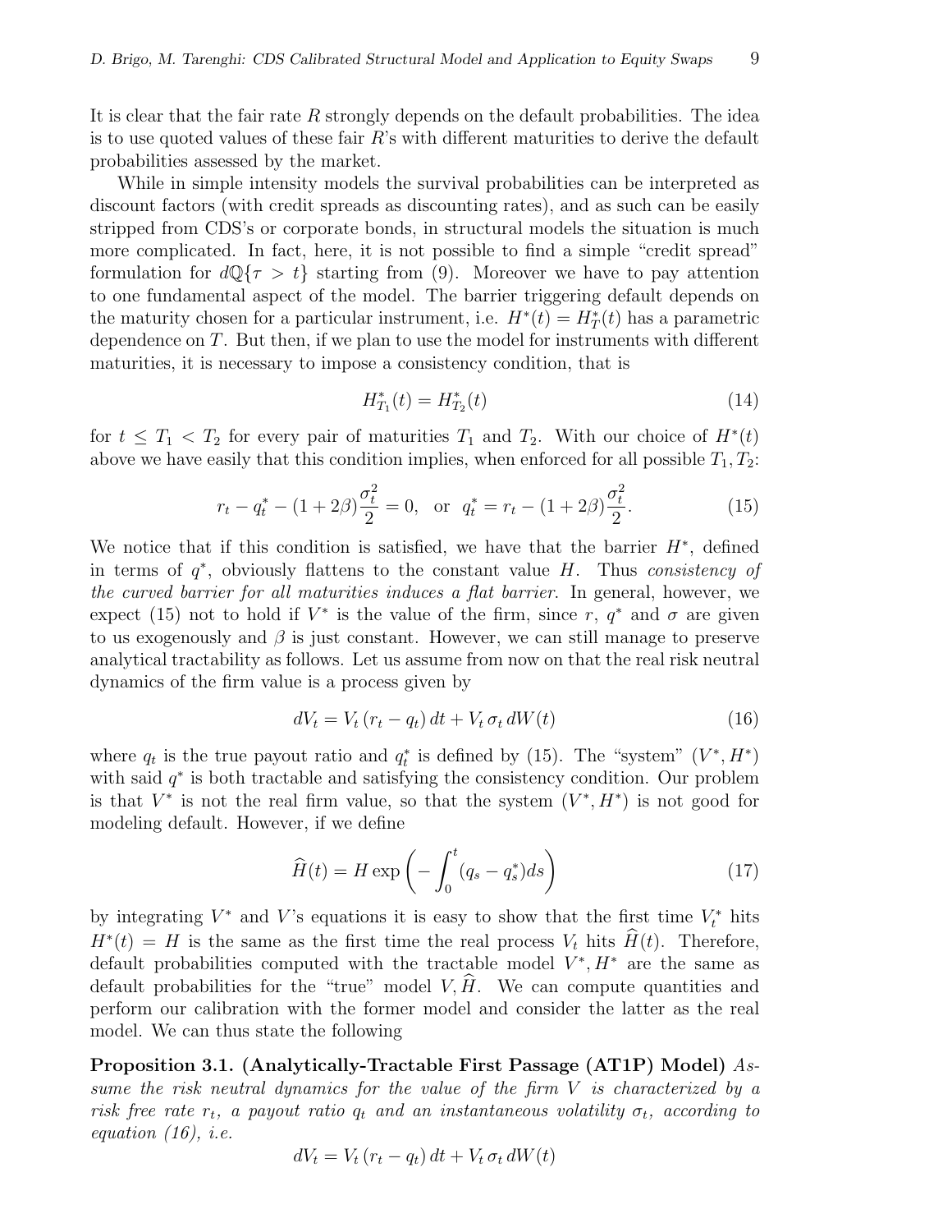It is clear that the fair rate $R$ strongly depends on the default probabilities. The idea is to use quoted values of these fair $R$'s with different maturities to derive the default probabilities assessed by the market.

While in simple intensity models the survival probabilities can be interpreted as discount factors (with credit spreads as discounting rates), and as such can be easily stripped from CDS's or corporate bonds, in structural models the situation is much more complicated. In fact, here, it is not possible to find a simple "credit spread" formulation for $d\mathbb{Q}\{\tau > t\}$ starting from (9). Moreover we have to pay attention to one fundamental aspect of the model. The barrier triggering default depends on the maturity chosen for a particular instrument, i.e. $H^*(t) = H^*_T(t)$ has a parametric dependence on $T$. But then, if we plan to use the model for instruments with different maturities, it is necessary to impose a consistency condition, that is

$$H^*_{T_1}(t) = H^*_{T_2}(t) \tag{14}$$

for $t \leq T_1 < T_2$ for every pair of maturities $T_1$ and $T_2$. With our choice of $H^*(t)$ above we have easily that this condition implies, when enforced for all possible $T_1, T_2$:

$$r_t - q^*_t - (1+2\beta)\frac{\sigma_t^2}{2} = 0, \quad \text{or} \quad q^*_t = r_t - (1+2\beta)\frac{\sigma_t^2}{2}. \tag{15}$$

We notice that if this condition is satisfied, we have that the barrier $H^*$, defined in terms of $q^*$, obviously flattens to the constant value $H$. Thus *consistency of the curved barrier for all maturities induces a flat barrier.* In general, however, we expect (15) not to hold if $V^*$ is the value of the firm, since $r$, $q^*$ and $\sigma$ are given to us exogenously and $\beta$ is just constant. However, we can still manage to preserve analytical tractability as follows. Let us assume from now on that the real risk neutral dynamics of the firm value is a process given by

$$dV_t = V_t\,(r_t - q_t)\,dt + V_t\,\sigma_t\,dW(t) \tag{16}$$

where $q_t$ is the true payout ratio and $q^*_t$ is defined by (15). The "system" $(V^*, H^*)$ with said $q^*$ is both tractable and satisfying the consistency condition. Our problem is that $V^*$ is not the real firm value, so that the system $(V^*, H^*)$ is not good for modeling default. However, if we define

$$\widehat{H}(t) = H \exp\left(-\int_0^t (q_s - q^*_s) ds\right) \tag{17}$$

by integrating $V^*$ and $V$'s equations it is easy to show that the first time $V^*_t$ hits $H^*(t) = H$ is the same as the first time the real process $V_t$ hits $\widehat{H}(t)$. Therefore, default probabilities computed with the tractable model $V^*, H^*$ are the same as default probabilities for the "true" model $V, \widehat{H}$. We can compute quantities and perform our calibration with the former model and consider the latter as the real model. We can thus state the following

**Proposition 3.1. (Analytically-Tractable First Passage (AT1P) Model)** *Assume the risk neutral dynamics for the value of the firm $V$ is characterized by a risk free rate $r_t$, a payout ratio $q_t$ and an instantaneous volatility $\sigma_t$, according to equation (16), i.e.*

$$dV_t = V_t\,(r_t - q_t)\,dt + V_t\,\sigma_t\,dW(t)$$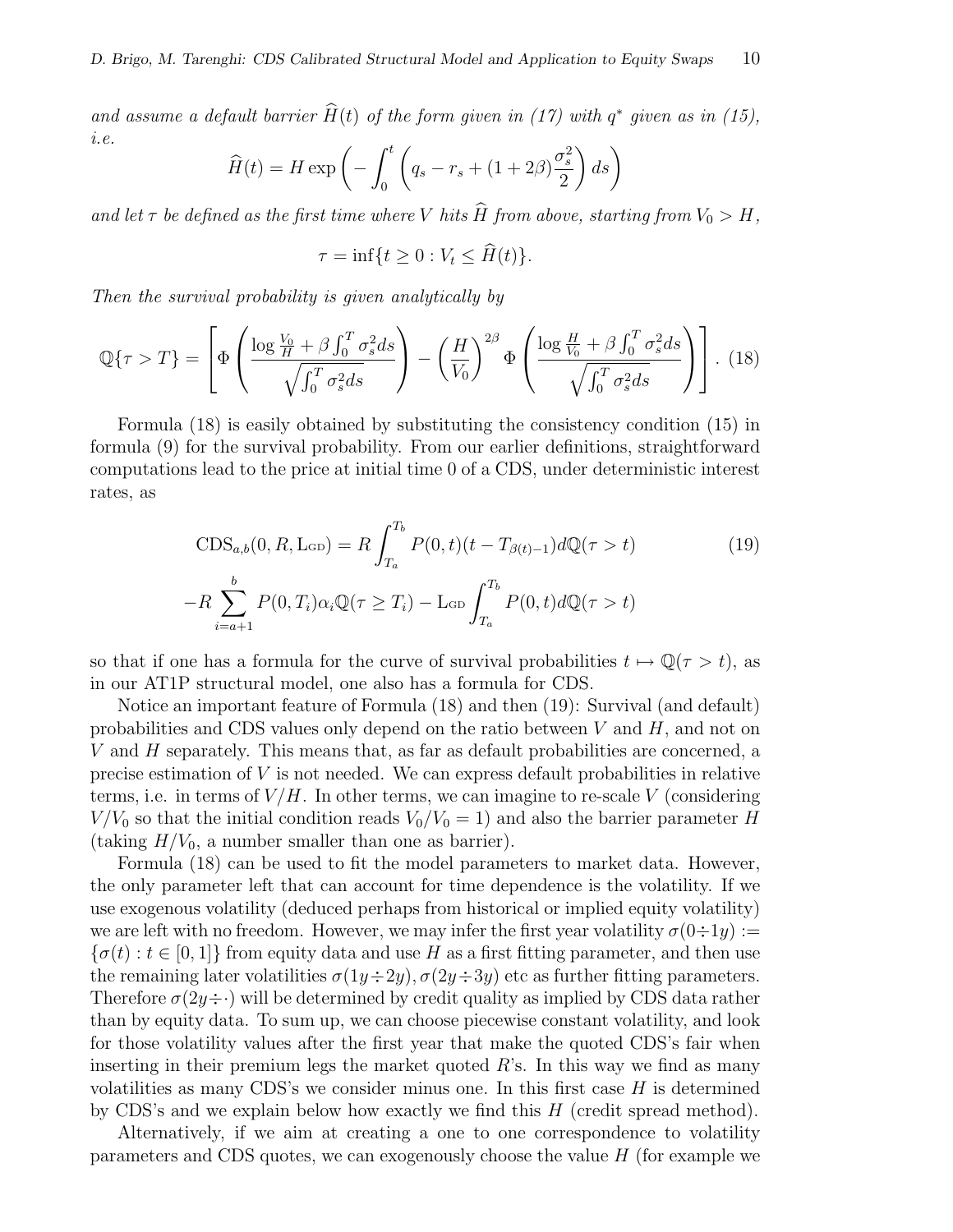*and assume a default barrier $\widehat{H}(t)$ of the form given in (17) with $q^*$ given as in (15), i.e.*

$$\widehat{H}(t) = H \exp\left( -\int_0^t \left( q_s - r_s + (1+2\beta)\frac{\sigma_s^2}{2} \right) ds \right)$$

*and let $\tau$ be defined as the first time where $V$ hits $\widehat{H}$ from above, starting from $V_0 > H$,*

$$\tau = \inf\{t \geq 0 : V_t \leq \widehat{H}(t)\}.$$

*Then the survival probability is given analytically by*

$$\mathbb{Q}\{\tau > T\} = \left[ \Phi\left( \frac{\log \frac{V_0}{H} + \beta \int_0^T \sigma_s^2 ds}{\sqrt{\int_0^T \sigma_s^2 ds}} \right) - \left( \frac{H}{V_0} \right)^{2\beta} \Phi\left( \frac{\log \frac{H}{V_0} + \beta \int_0^T \sigma_s^2 ds}{\sqrt{\int_0^T \sigma_s^2 ds}} \right) \right]. \quad (18)$$

Formula (18) is easily obtained by substituting the consistency condition (15) in formula (9) for the survival probability. From our earlier definitions, straightforward computations lead to the price at initial time 0 of a CDS, under deterministic interest rates, as

$$\mathrm{CDS}_{a,b}(0, R, \mathrm{L_{GD}}) = R \int_{T_a}^{T_b} P(0,t)(t - T_{\beta(t)-1}) d\mathbb{Q}(\tau > t) \quad (19)$$

$$-R \sum_{i=a+1}^{b} P(0, T_i)\alpha_i \mathbb{Q}(\tau \geq T_i) - \mathrm{L_{GD}} \int_{T_a}^{T_b} P(0,t) d\mathbb{Q}(\tau > t)$$

so that if one has a formula for the curve of survival probabilities $t \mapsto \mathbb{Q}(\tau > t)$, as in our AT1P structural model, one also has a formula for CDS.

Notice an important feature of Formula (18) and then (19): Survival (and default) probabilities and CDS values only depend on the ratio between $V$ and $H$, and not on $V$ and $H$ separately. This means that, as far as default probabilities are concerned, a precise estimation of $V$ is not needed. We can express default probabilities in relative terms, i.e. in terms of $V/H$. In other terms, we can imagine to re-scale $V$ (considering $V/V_0$ so that the initial condition reads $V_0/V_0 = 1$) and also the barrier parameter $H$ (taking $H/V_0$, a number smaller than one as barrier).

Formula (18) can be used to fit the model parameters to market data. However, the only parameter left that can account for time dependence is the volatility. If we use exogenous volatility (deduced perhaps from historical or implied equity volatility) we are left with no freedom. However, we may infer the first year volatility $\sigma(0 \div 1y) := \{\sigma(t) : t \in [0,1]\}$ from equity data and use $H$ as a first fitting parameter, and then use the remaining later volatilities $\sigma(1y \div 2y), \sigma(2y \div 3y)$ etc as further fitting parameters. Therefore $\sigma(2y \div \cdot)$ will be determined by credit quality as implied by CDS data rather than by equity data. To sum up, we can choose piecewise constant volatility, and look for those volatility values after the first year that make the quoted CDS's fair when inserting in their premium legs the market quoted $R$'s. In this way we find as many volatilities as many CDS's we consider minus one. In this first case $H$ is determined by CDS's and we explain below how exactly we find this $H$ (credit spread method).

Alternatively, if we aim at creating a one to one correspondence to volatility parameters and CDS quotes, we can exogenously choose the value $H$ (for example we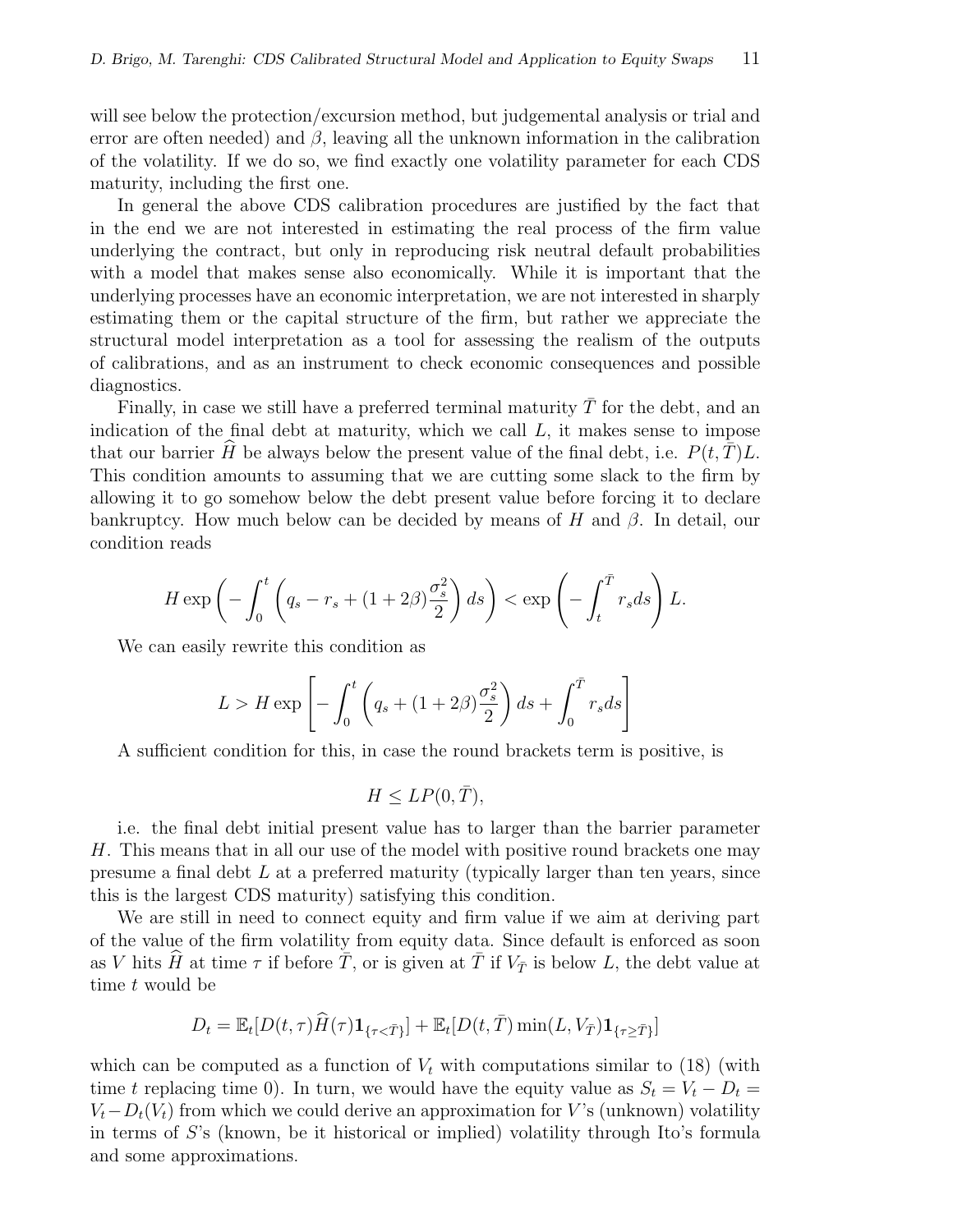will see below the protection/excursion method, but judgemental analysis or trial and error are often needed) and $\beta$, leaving all the unknown information in the calibration of the volatility. If we do so, we find exactly one volatility parameter for each CDS maturity, including the first one.

In general the above CDS calibration procedures are justified by the fact that in the end we are not interested in estimating the real process of the firm value underlying the contract, but only in reproducing risk neutral default probabilities with a model that makes sense also economically. While it is important that the underlying processes have an economic interpretation, we are not interested in sharply estimating them or the capital structure of the firm, but rather we appreciate the structural model interpretation as a tool for assessing the realism of the outputs of calibrations, and as an instrument to check economic consequences and possible diagnostics.

Finally, in case we still have a preferred terminal maturity $\bar{T}$ for the debt, and an indication of the final debt at maturity, which we call $L$, it makes sense to impose that our barrier $\widehat{H}$ be always below the present value of the final debt, i.e. $P(t,\bar{T})L$. This condition amounts to assuming that we are cutting some slack to the firm by allowing it to go somehow below the debt present value before forcing it to declare bankruptcy. How much below can be decided by means of $H$ and $\beta$. In detail, our condition reads

$$H \exp\left(-\int_0^t \left(q_s - r_s + (1+2\beta)\frac{\sigma_s^2}{2}\right) ds\right) < \exp\left(-\int_t^{\bar{T}} r_s ds\right) L.$$

We can easily rewrite this condition as

$$L > H \exp\left[-\int_0^t \left(q_s + (1+2\beta)\frac{\sigma_s^2}{2}\right) ds + \int_0^{\bar{T}} r_s ds\right]$$

A sufficient condition for this, in case the round brackets term is positive, is

$$H \leq LP(0,\bar{T}),$$

i.e. the final debt initial present value has to larger than the barrier parameter $H$. This means that in all our use of the model with positive round brackets one may presume a final debt $L$ at a preferred maturity (typically larger than ten years, since this is the largest CDS maturity) satisfying this condition.

We are still in need to connect equity and firm value if we aim at deriving part of the value of the firm volatility from equity data. Since default is enforced as soon as $V$ hits $\widehat{H}$ at time $\tau$ if before $\bar{T}$, or is given at $\bar{T}$ if $V_{\bar{T}}$ is below $L$, the debt value at time $t$ would be

$$D_t = \mathbb{E}_t[D(t,\tau)\widehat{H}(\tau)\mathbf{1}_{\{\tau<\bar{T}\}}] + \mathbb{E}_t[D(t,\bar{T})\min(L,V_{\bar{T}})\mathbf{1}_{\{\tau\geq\bar{T}\}}]$$

which can be computed as a function of $V_t$ with computations similar to (18) (with time $t$ replacing time 0). In turn, we would have the equity value as $S_t = V_t - D_t = V_t - D_t(V_t)$ from which we could derive an approximation for $V$'s (unknown) volatility in terms of $S$'s (known, be it historical or implied) volatility through Ito's formula and some approximations.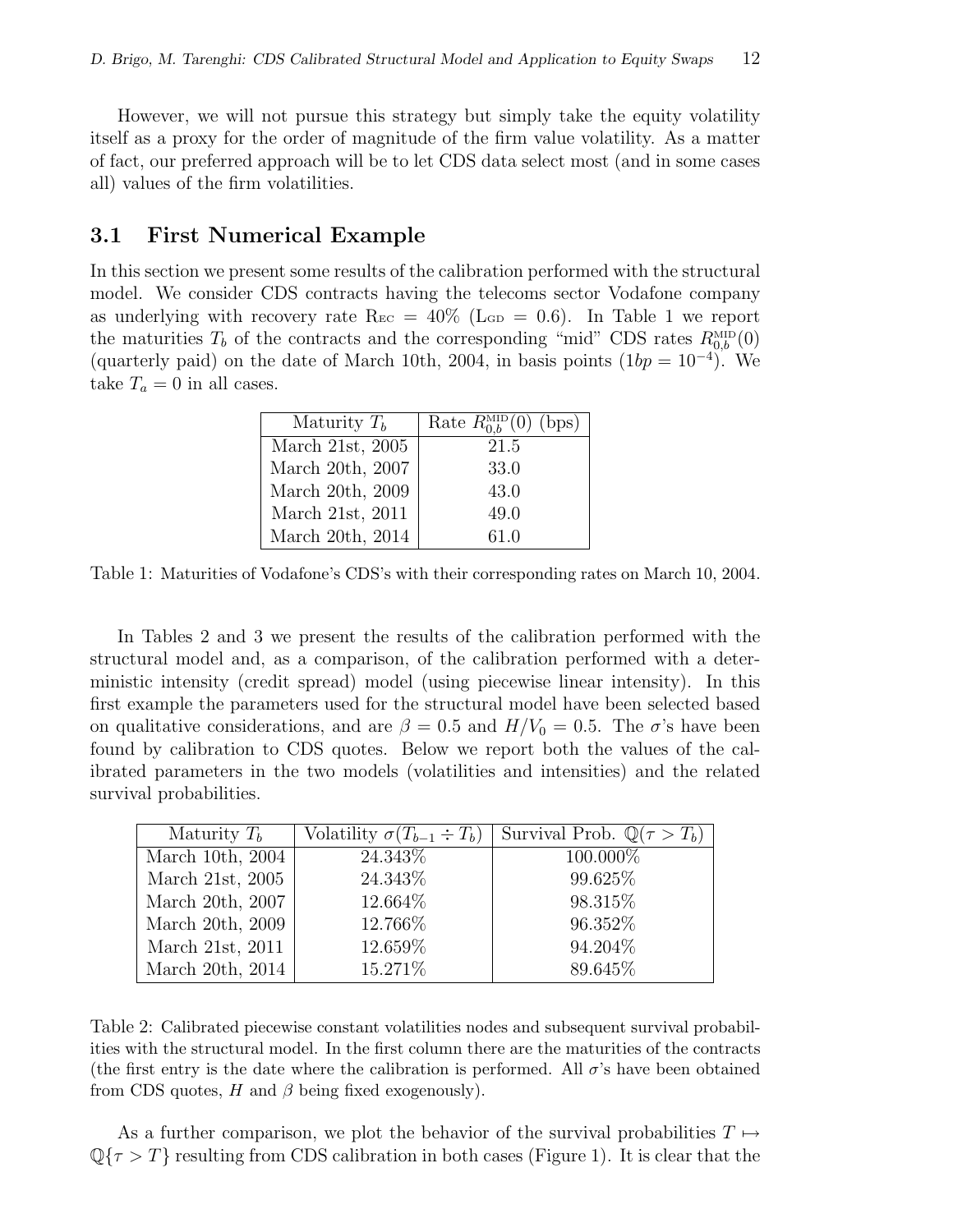However, we will not pursue this strategy but simply take the equity volatility itself as a proxy for the order of magnitude of the firm value volatility. As a matter of fact, our preferred approach will be to let CDS data select most (and in some cases all) values of the firm volatilities.

## 3.1 First Numerical Example

In this section we present some results of the calibration performed with the structural model. We consider CDS contracts having the telecoms sector Vodafone company as underlying with recovery rate $\text{R}_{\text{EC}} = 40\%$ ($\text{L}_{\text{GD}} = 0.6$). In Table 1 we report the maturities $T_b$ of the contracts and the corresponding "mid" CDS rates $R_{0,b}^{\text{MID}}(0)$ (quarterly paid) on the date of March 10th, 2004, in basis points ($1bp = 10^{-4}$). We take $T_a = 0$ in all cases.

| Maturity $T_b$ | Rate $R_{0,b}^{\text{MID}}(0)$ (bps) |
| --- | --- |
| March 21st, 2005 | 21.5 |
| March 20th, 2007 | 33.0 |
| March 20th, 2009 | 43.0 |
| March 21st, 2011 | 49.0 |
| March 20th, 2014 | 61.0 |

Table 1: Maturities of Vodafone's CDS's with their corresponding rates on March 10, 2004.

In Tables 2 and 3 we present the results of the calibration performed with the structural model and, as a comparison, of the calibration performed with a deterministic intensity (credit spread) model (using piecewise linear intensity). In this first example the parameters used for the structural model have been selected based on qualitative considerations, and are $\beta = 0.5$ and $H/V_0 = 0.5$. The $\sigma$'s have been found by calibration to CDS quotes. Below we report both the values of the calibrated parameters in the two models (volatilities and intensities) and the related survival probabilities.

| Maturity $T_b$ | Volatility $\sigma(T_{b-1} \div T_b)$ | Survival Prob. $\mathbb{Q}(\tau > T_b)$ |
| --- | --- | --- |
| March 10th, 2004 | 24.343% | 100.000% |
| March 21st, 2005 | 24.343% | 99.625% |
| March 20th, 2007 | 12.664% | 98.315% |
| March 20th, 2009 | 12.766% | 96.352% |
| March 21st, 2011 | 12.659% | 94.204% |
| March 20th, 2014 | 15.271% | 89.645% |

Table 2: Calibrated piecewise constant volatilities nodes and subsequent survival probabilities with the structural model. In the first column there are the maturities of the contracts (the first entry is the date where the calibration is performed. All $\sigma$'s have been obtained from CDS quotes, $H$ and $\beta$ being fixed exogenously).

As a further comparison, we plot the behavior of the survival probabilities $T \mapsto \mathbb{Q}\{\tau > T\}$ resulting from CDS calibration in both cases (Figure 1). It is clear that the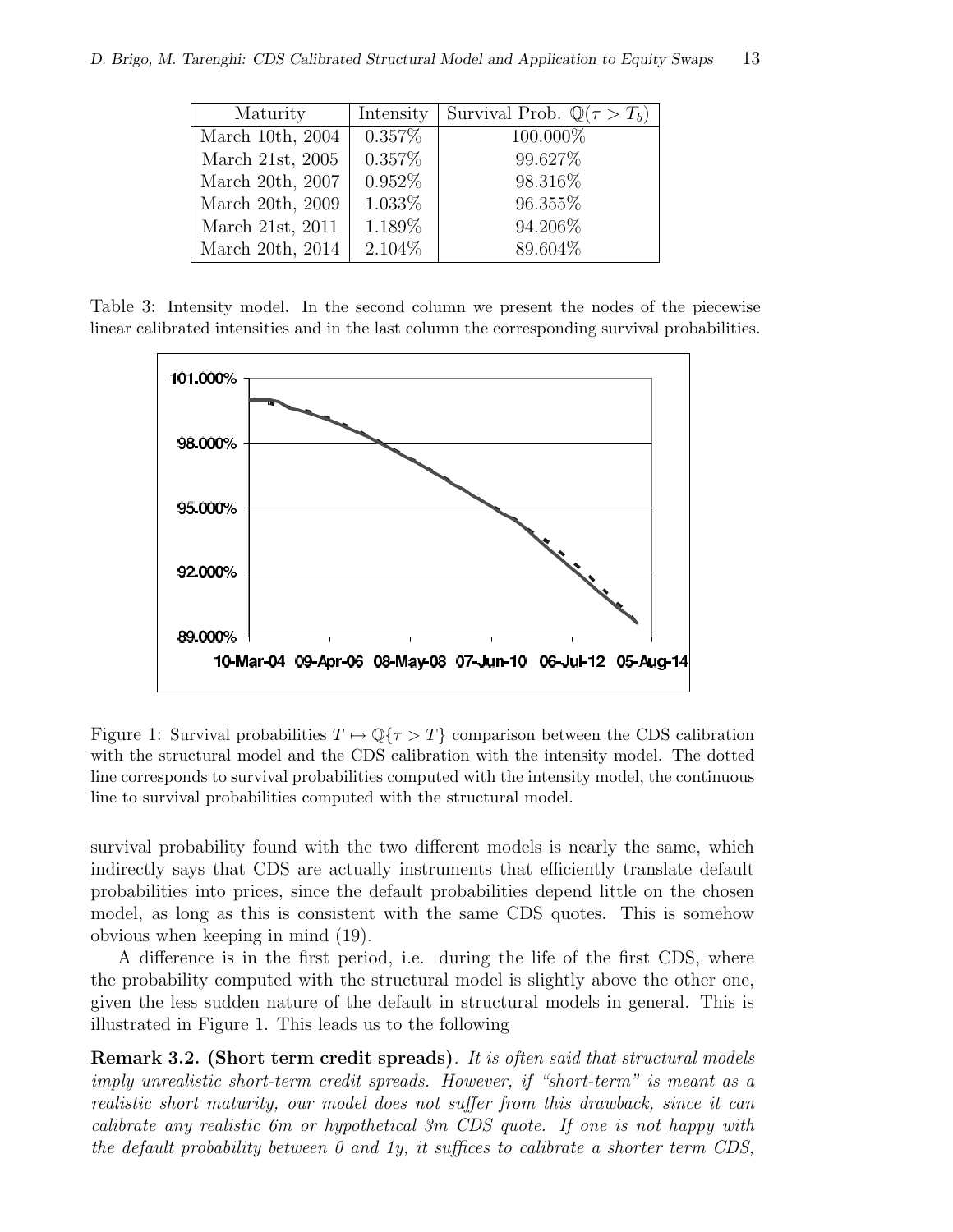| Maturity | Intensity | Survival Prob. $\mathbb{Q}(\tau > T_b)$ |
|---|---|---|
| March 10th, 2004 | 0.357% | 100.000% |
| March 21st, 2005 | 0.357% | 99.627% |
| March 20th, 2007 | 0.952% | 98.316% |
| March 20th, 2009 | 1.033% | 96.355% |
| March 21st, 2011 | 1.189% | 94.206% |
| March 20th, 2014 | 2.104% | 89.604% |

Table 3: Intensity model. In the second column we present the nodes of the piecewise linear calibrated intensities and in the last column the corresponding survival probabilities.

Figure 1: Survival probabilities $T \mapsto \mathbb{Q}\{\tau > T\}$ comparison between the CDS calibration with the structural model and the CDS calibration with the intensity model. The dotted line corresponds to survival probabilities computed with the intensity model, the continuous line to survival probabilities computed with the structural model.

survival probability found with the two different models is nearly the same, which indirectly says that CDS are actually instruments that efficiently translate default probabilities into prices, since the default probabilities depend little on the chosen model, as long as this is consistent with the same CDS quotes. This is somehow obvious when keeping in mind (19).

A difference is in the first period, i.e. during the life of the first CDS, where the probability computed with the structural model is slightly above the other one, given the less sudden nature of the default in structural models in general. This is illustrated in Figure 1. This leads us to the following

**Remark 3.2. (Short term credit spreads)**. *It is often said that structural models imply unrealistic short-term credit spreads. However, if "short-term" is meant as a realistic short maturity, our model does not suffer from this drawback, since it can calibrate any realistic 6m or hypothetical 3m CDS quote. If one is not happy with the default probability between 0 and 1y, it suffices to calibrate a shorter term CDS,*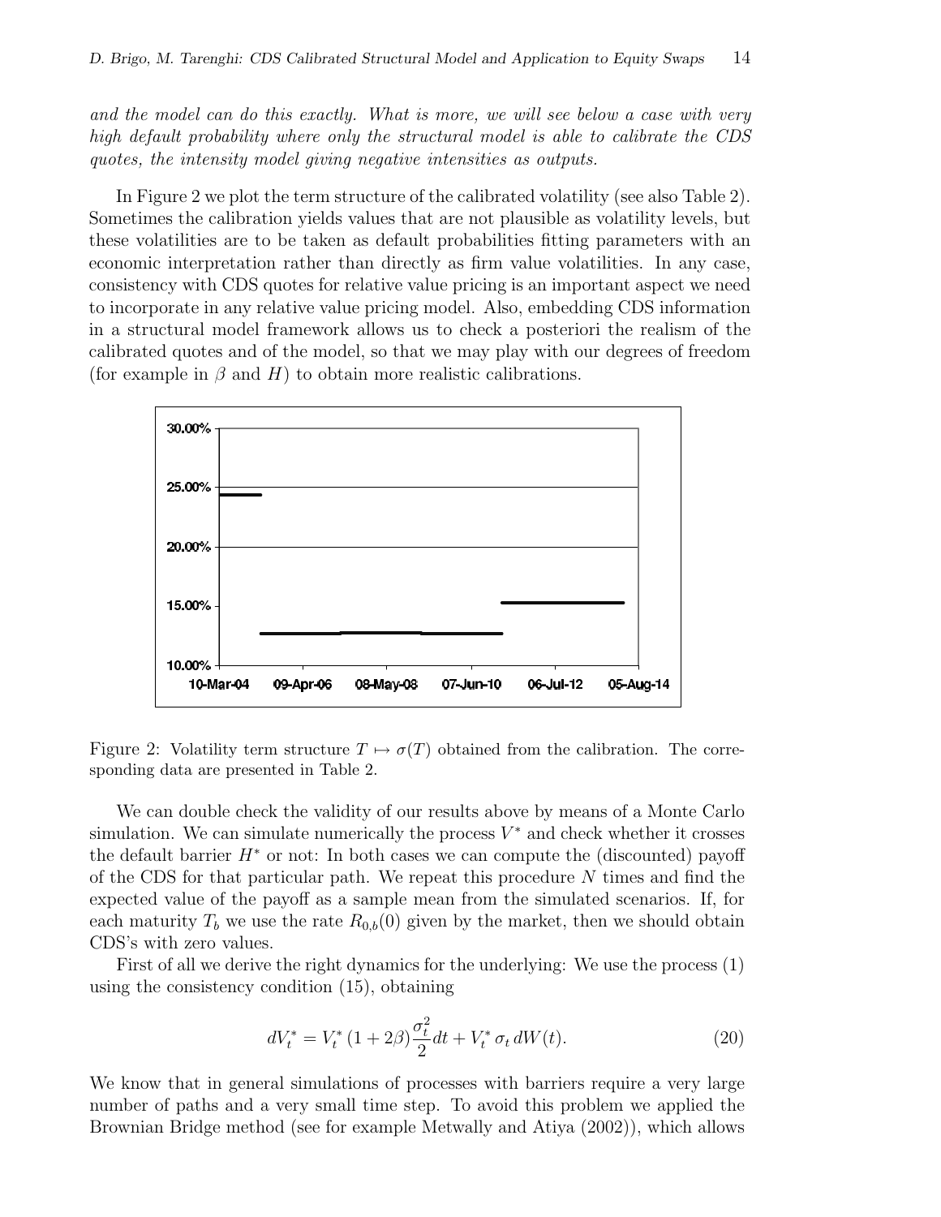*and the model can do this exactly. What is more, we will see below a case with very high default probability where only the structural model is able to calibrate the CDS quotes, the intensity model giving negative intensities as outputs.*

In Figure 2 we plot the term structure of the calibrated volatility (see also Table 2). Sometimes the calibration yields values that are not plausible as volatility levels, but these volatilities are to be taken as default probabilities fitting parameters with an economic interpretation rather than directly as firm value volatilities. In any case, consistency with CDS quotes for relative value pricing is an important aspect we need to incorporate in any relative value pricing model. Also, embedding CDS information in a structural model framework allows us to check a posteriori the realism of the calibrated quotes and of the model, so that we may play with our degrees of freedom (for example in $\beta$ and $H$) to obtain more realistic calibrations.

Figure 2: Volatility term structure $T \mapsto \sigma(T)$ obtained from the calibration. The corresponding data are presented in Table 2.

We can double check the validity of our results above by means of a Monte Carlo simulation. We can simulate numerically the process $V^*$ and check whether it crosses the default barrier $H^*$ or not: In both cases we can compute the (discounted) payoff of the CDS for that particular path. We repeat this procedure $N$ times and find the expected value of the payoff as a sample mean from the simulated scenarios. If, for each maturity $T_b$ we use the rate $R_{0,b}(0)$ given by the market, then we should obtain CDS's with zero values.

First of all we derive the right dynamics for the underlying: We use the process (1) using the consistency condition (15), obtaining

$$dV_t^* = V_t^* \, (1 + 2\beta) \frac{\sigma_t^2}{2} dt + V_t^* \, \sigma_t \, dW(t). \tag{20}$$

We know that in general simulations of processes with barriers require a very large number of paths and a very small time step. To avoid this problem we applied the Brownian Bridge method (see for example Metwally and Atiya (2002)), which allows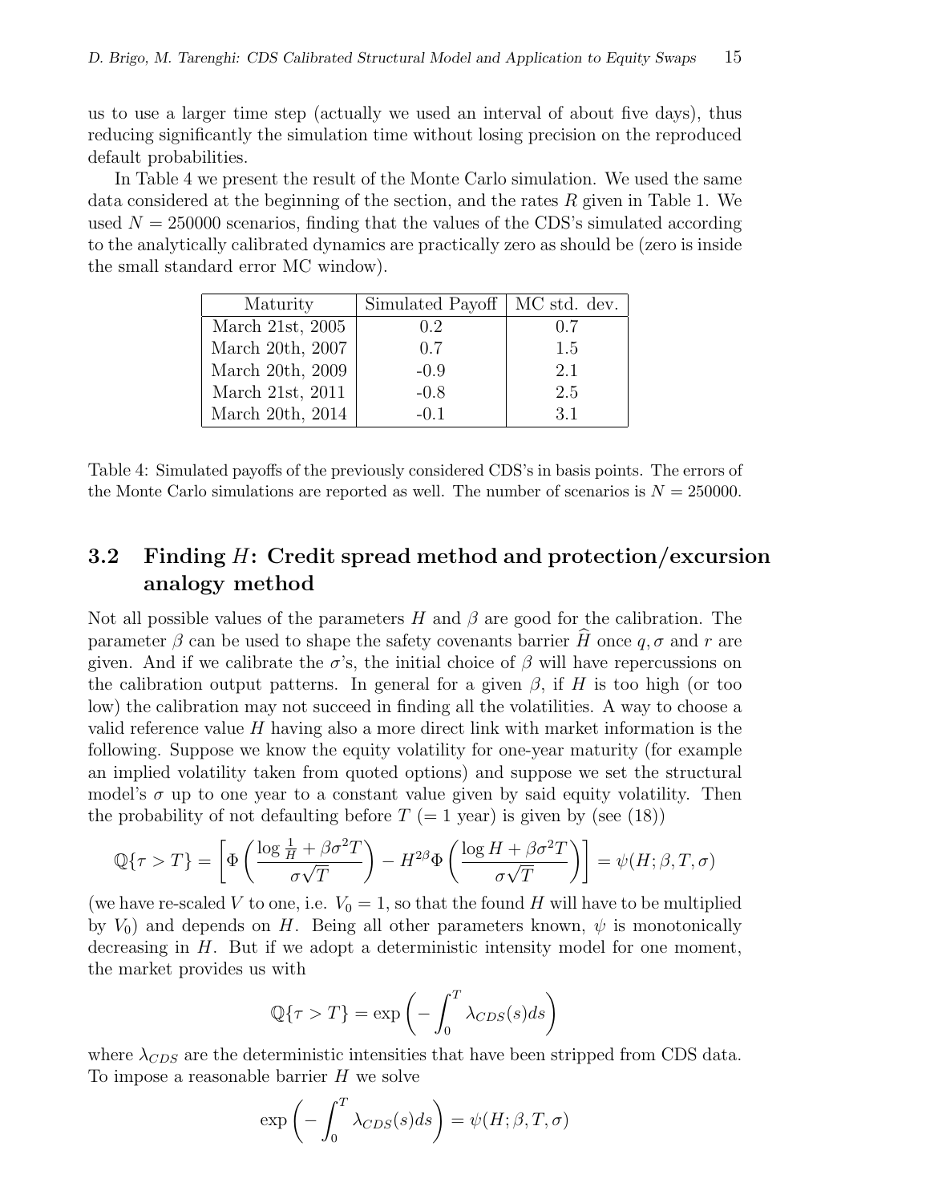us to use a larger time step (actually we used an interval of about five days), thus reducing significantly the simulation time without losing precision on the reproduced default probabilities.

In Table 4 we present the result of the Monte Carlo simulation. We used the same data considered at the beginning of the section, and the rates $R$ given in Table 1. We used $N = 250000$ scenarios, finding that the values of the CDS's simulated according to the analytically calibrated dynamics are practically zero as should be (zero is inside the small standard error MC window).

| Maturity | Simulated Payoff | MC std. dev. |
|---|---|---|
| March 21st, 2005 | 0.2 | 0.7 |
| March 20th, 2007 | 0.7 | 1.5 |
| March 20th, 2009 | -0.9 | 2.1 |
| March 21st, 2011 | -0.8 | 2.5 |
| March 20th, 2014 | -0.1 | 3.1 |

Table 4: Simulated payoffs of the previously considered CDS's in basis points. The errors of the Monte Carlo simulations are reported as well. The number of scenarios is $N = 250000$.

## 3.2 Finding $H$: Credit spread method and protection/excursion analogy method

Not all possible values of the parameters $H$ and $\beta$ are good for the calibration. The parameter $\beta$ can be used to shape the safety covenants barrier $\widehat{H}$ once $q, \sigma$ and $r$ are given. And if we calibrate the $\sigma$'s, the initial choice of $\beta$ will have repercussions on the calibration output patterns. In general for a given $\beta$, if $H$ is too high (or too low) the calibration may not succeed in finding all the volatilities. A way to choose a valid reference value $H$ having also a more direct link with market information is the following. Suppose we know the equity volatility for one-year maturity (for example an implied volatility taken from quoted options) and suppose we set the structural model's $\sigma$ up to one year to a constant value given by said equity volatility. Then the probability of not defaulting before $T$ (= 1 year) is given by (see (18))

$$\mathbb{Q}\{\tau > T\} = \left[\Phi\left(\frac{\log\frac{1}{H} + \beta\sigma^2 T}{\sigma\sqrt{T}}\right) - H^{2\beta}\Phi\left(\frac{\log H + \beta\sigma^2 T}{\sigma\sqrt{T}}\right)\right] = \psi(H; \beta, T, \sigma)$$

(we have re-scaled $V$ to one, i.e. $V_0 = 1$, so that the found $H$ will have to be multiplied by $V_0$) and depends on $H$. Being all other parameters known, $\psi$ is monotonically decreasing in $H$. But if we adopt a deterministic intensity model for one moment, the market provides us with

$$\mathbb{Q}\{\tau > T\} = \exp\left(-\int_0^T \lambda_{CDS}(s)ds\right)$$

where $\lambda_{CDS}$ are the deterministic intensities that have been stripped from CDS data. To impose a reasonable barrier $H$ we solve

$$\exp\left(-\int_0^T \lambda_{CDS}(s)ds\right) = \psi(H; \beta, T, \sigma)$$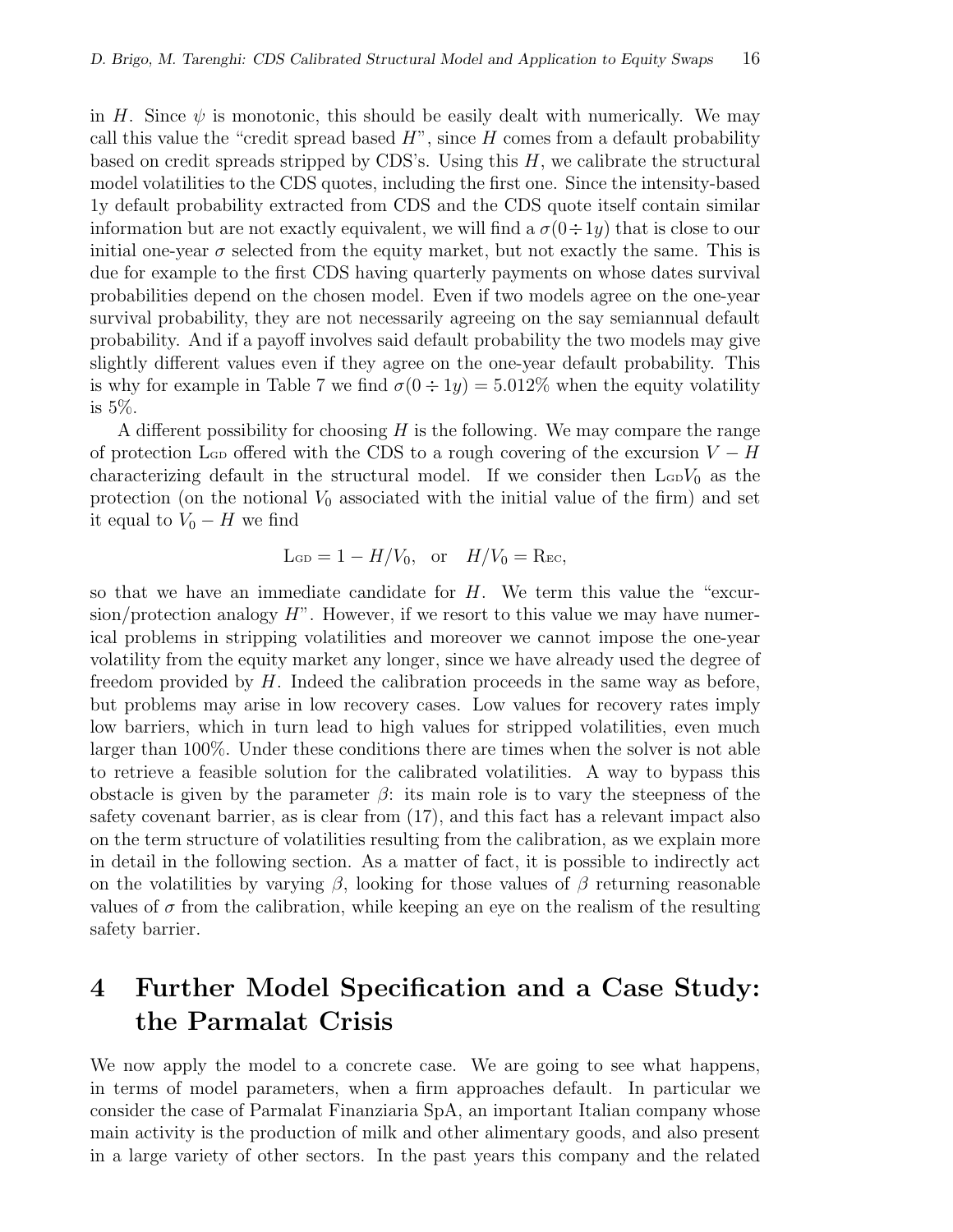in $H$. Since $\psi$ is monotonic, this should be easily dealt with numerically. We may call this value the "credit spread based $H$", since $H$ comes from a default probability based on credit spreads stripped by CDS's. Using this $H$, we calibrate the structural model volatilities to the CDS quotes, including the first one. Since the intensity-based 1y default probability extracted from CDS and the CDS quote itself contain similar information but are not exactly equivalent, we will find a $\sigma(0 \div 1y)$ that is close to our initial one-year $\sigma$ selected from the equity market, but not exactly the same. This is due for example to the first CDS having quarterly payments on whose dates survival probabilities depend on the chosen model. Even if two models agree on the one-year survival probability, they are not necessarily agreeing on the say semiannual default probability. And if a payoff involves said default probability the two models may give slightly different values even if they agree on the one-year default probability. This is why for example in Table 7 we find $\sigma(0 \div 1y) = 5.012\%$ when the equity volatility is 5%.

A different possibility for choosing $H$ is the following. We may compare the range of protection $L_{GD}$ offered with the CDS to a rough covering of the excursion $V - H$ characterizing default in the structural model. If we consider then $L_{GD} V_0$ as the protection (on the notional $V_0$ associated with the initial value of the firm) and set it equal to $V_0 - H$ we find

$$L_{GD} = 1 - H/V_0, \quad \text{or} \quad H/V_0 = R_{EC},$$

so that we have an immediate candidate for $H$. We term this value the "excursion/protection analogy $H$". However, if we resort to this value we may have numerical problems in stripping volatilities and moreover we cannot impose the one-year volatility from the equity market any longer, since we have already used the degree of freedom provided by $H$. Indeed the calibration proceeds in the same way as before, but problems may arise in low recovery cases. Low values for recovery rates imply low barriers, which in turn lead to high values for stripped volatilities, even much larger than 100%. Under these conditions there are times when the solver is not able to retrieve a feasible solution for the calibrated volatilities. A way to bypass this obstacle is given by the parameter $\beta$: its main role is to vary the steepness of the safety covenant barrier, as is clear from (17), and this fact has a relevant impact also on the term structure of volatilities resulting from the calibration, as we explain more in detail in the following section. As a matter of fact, it is possible to indirectly act on the volatilities by varying $\beta$, looking for those values of $\beta$ returning reasonable values of $\sigma$ from the calibration, while keeping an eye on the realism of the resulting safety barrier.

# 4 Further Model Specification and a Case Study: the Parmalat Crisis

We now apply the model to a concrete case. We are going to see what happens, in terms of model parameters, when a firm approaches default. In particular we consider the case of Parmalat Finanziaria SpA, an important Italian company whose main activity is the production of milk and other alimentary goods, and also present in a large variety of other sectors. In the past years this company and the related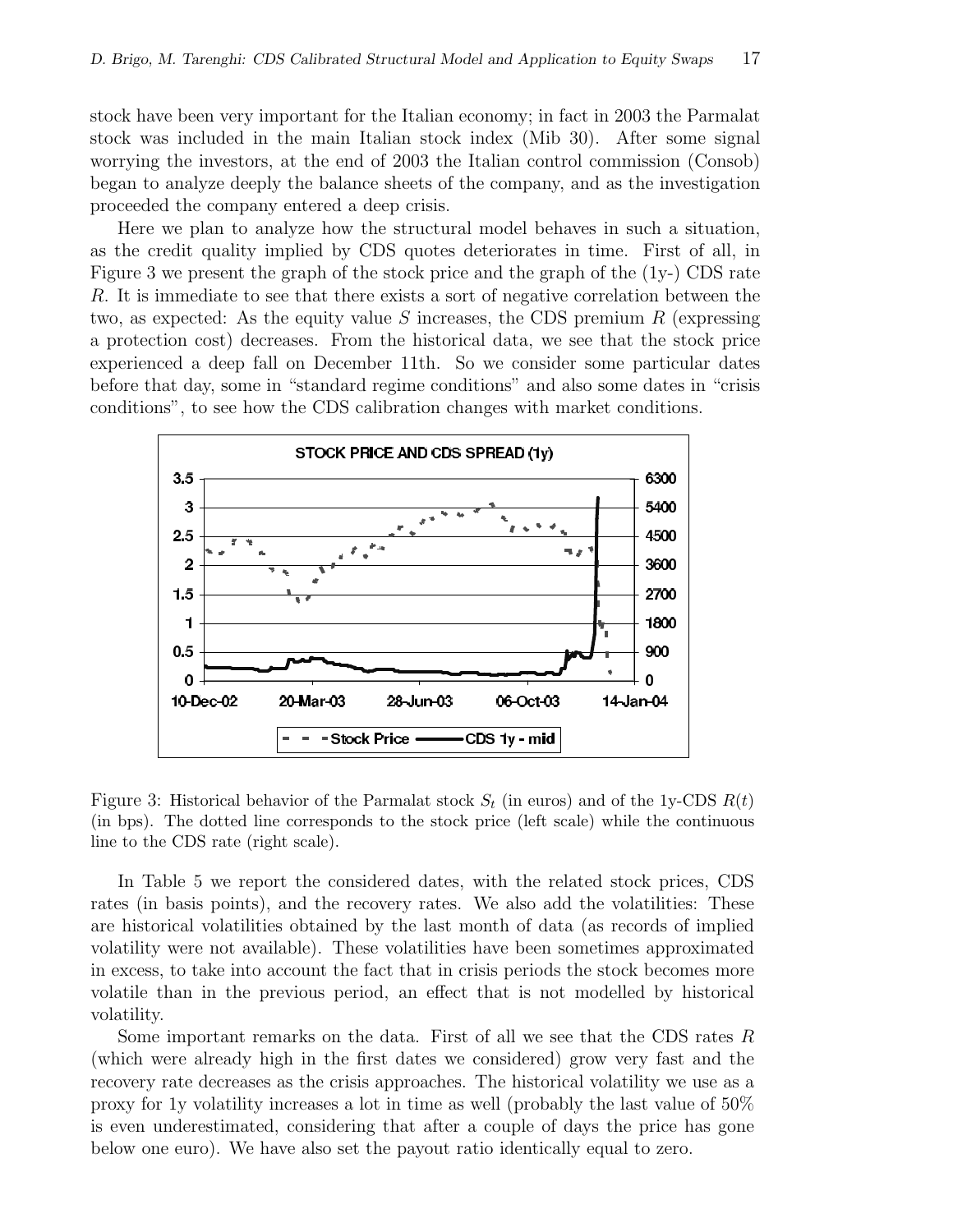stock have been very important for the Italian economy; in fact in 2003 the Parmalat stock was included in the main Italian stock index (Mib 30). After some signal worrying the investors, at the end of 2003 the Italian control commission (Consob) began to analyze deeply the balance sheets of the company, and as the investigation proceeded the company entered a deep crisis.

Here we plan to analyze how the structural model behaves in such a situation, as the credit quality implied by CDS quotes deteriorates in time. First of all, in Figure 3 we present the graph of the stock price and the graph of the (1y-) CDS rate $R$. It is immediate to see that there exists a sort of negative correlation between the two, as expected: As the equity value $S$ increases, the CDS premium $R$ (expressing a protection cost) decreases. From the historical data, we see that the stock price experienced a deep fall on December 11th. So we consider some particular dates before that day, some in "standard regime conditions" and also some dates in "crisis conditions", to see how the CDS calibration changes with market conditions.

Figure 3: Historical behavior of the Parmalat stock $S_t$ (in euros) and of the 1y-CDS $R(t)$ (in bps). The dotted line corresponds to the stock price (left scale) while the continuous line to the CDS rate (right scale).

In Table 5 we report the considered dates, with the related stock prices, CDS rates (in basis points), and the recovery rates. We also add the volatilities: These are historical volatilities obtained by the last month of data (as records of implied volatility were not available). These volatilities have been sometimes approximated in excess, to take into account the fact that in crisis periods the stock becomes more volatile than in the previous period, an effect that is not modelled by historical volatility.

Some important remarks on the data. First of all we see that the CDS rates $R$ (which were already high in the first dates we considered) grow very fast and the recovery rate decreases as the crisis approaches. The historical volatility we use as a proxy for 1y volatility increases a lot in time as well (probably the last value of 50% is even underestimated, considering that after a couple of days the price has gone below one euro). We have also set the payout ratio identically equal to zero.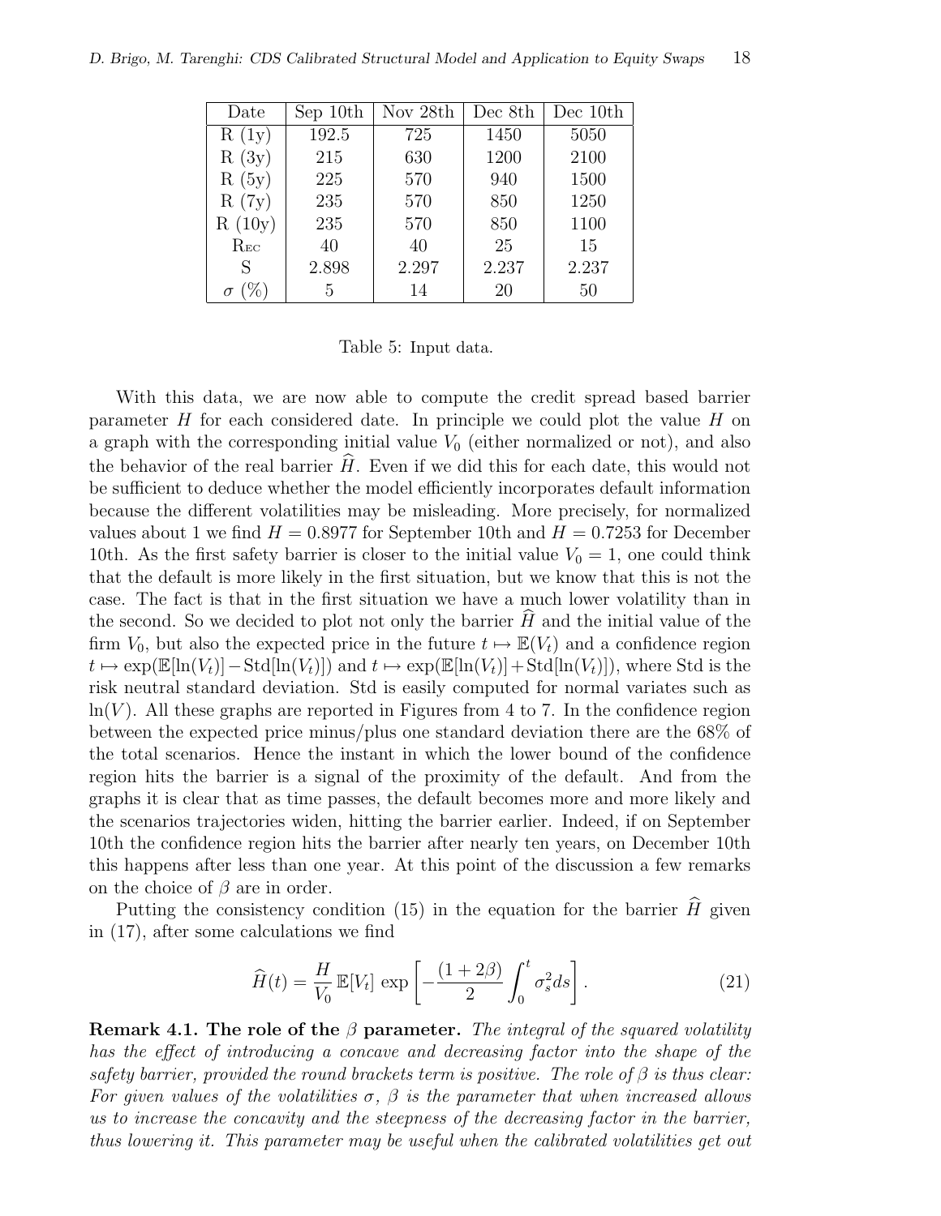| Date | Sep 10th | Nov 28th | Dec 8th | Dec 10th |
|---|---|---|---|---|
| R (1y) | 192.5 | 725 | 1450 | 5050 |
| R (3y) | 215 | 630 | 1200 | 2100 |
| R (5y) | 225 | 570 | 940 | 1500 |
| R (7y) | 235 | 570 | 850 | 1250 |
| R (10y) | 235 | 570 | 850 | 1100 |
| $R_{EC}$ | 40 | 40 | 25 | 15 |
| S | 2.898 | 2.297 | 2.237 | 2.237 |
| $\sigma$ (%) | 5 | 14 | 20 | 50 |

Table 5: Input data.

With this data, we are now able to compute the credit spread based barrier parameter $H$ for each considered date. In principle we could plot the value $H$ on a graph with the corresponding initial value $V_0$ (either normalized or not), and also the behavior of the real barrier $\widehat{H}$. Even if we did this for each date, this would not be sufficient to deduce whether the model efficiently incorporates default information because the different volatilities may be misleading. More precisely, for normalized values about 1 we find $H = 0.8977$ for September 10th and $H = 0.7253$ for December 10th. As the first safety barrier is closer to the initial value $V_0 = 1$, one could think that the default is more likely in the first situation, but we know that this is not the case. The fact is that in the first situation we have a much lower volatility than in the second. So we decided to plot not only the barrier $\widehat{H}$ and the initial value of the firm $V_0$, but also the expected price in the future $t \mapsto \mathbb{E}(V_t)$ and a confidence region $t \mapsto \exp(\mathbb{E}[\ln(V_t)] - \mathrm{Std}[\ln(V_t)])$ and $t \mapsto \exp(\mathbb{E}[\ln(V_t)] + \mathrm{Std}[\ln(V_t)])$, where Std is the risk neutral standard deviation. Std is easily computed for normal variates such as $\ln(V)$. All these graphs are reported in Figures from 4 to 7. In the confidence region between the expected price minus/plus one standard deviation there are the 68% of the total scenarios. Hence the instant in which the lower bound of the confidence region hits the barrier is a signal of the proximity of the default. And from the graphs it is clear that as time passes, the default becomes more and more likely and the scenarios trajectories widen, hitting the barrier earlier. Indeed, if on September 10th the confidence region hits the barrier after nearly ten years, on December 10th this happens after less than one year. At this point of the discussion a few remarks on the choice of $\beta$ are in order.

Putting the consistency condition (15) in the equation for the barrier $\widehat{H}$ given in (17), after some calculations we find

$$\widehat{H}(t) = \frac{H}{V_0}\,\mathbb{E}[V_t]\,\exp\left[-\frac{(1+2\beta)}{2}\int_0^t \sigma_s^2 ds\right]. \tag{21}$$

**Remark 4.1. The role of the $\beta$ parameter.** *The integral of the squared volatility has the effect of introducing a concave and decreasing factor into the shape of the safety barrier, provided the round brackets term is positive. The role of $\beta$ is thus clear: For given values of the volatilities $\sigma$, $\beta$ is the parameter that when increased allows us to increase the concavity and the steepness of the decreasing factor in the barrier, thus lowering it. This parameter may be useful when the calibrated volatilities get out*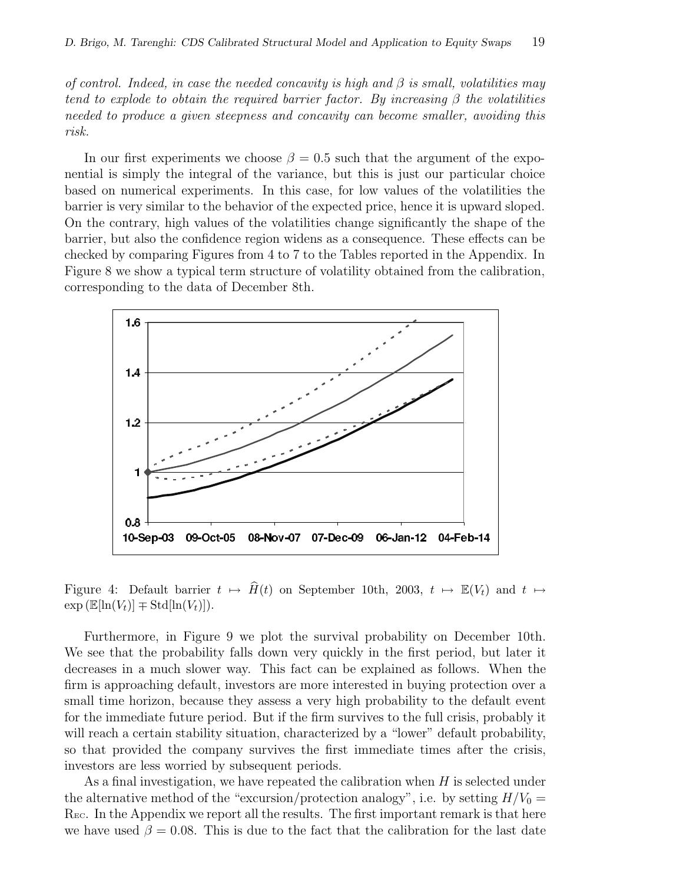*of control. Indeed, in case the needed concavity is high and $\beta$ is small, volatilities may tend to explode to obtain the required barrier factor. By increasing $\beta$ the volatilities needed to produce a given steepness and concavity can become smaller, avoiding this risk.*

In our first experiments we choose $\beta = 0.5$ such that the argument of the exponential is simply the integral of the variance, but this is just our particular choice based on numerical experiments. In this case, for low values of the volatilities the barrier is very similar to the behavior of the expected price, hence it is upward sloped. On the contrary, high values of the volatilities change significantly the shape of the barrier, but also the confidence region widens as a consequence. These effects can be checked by comparing Figures from 4 to 7 to the Tables reported in the Appendix. In Figure 8 we show a typical term structure of volatility obtained from the calibration, corresponding to the data of December 8th.

Figure 4: Default barrier $t \mapsto \widehat{H}(t)$ on September 10th, 2003, $t \mapsto \mathbb{E}(V_t)$ and $t \mapsto \exp\left(\mathbb{E}[\ln(V_t)] \mp \mathrm{Std}[\ln(V_t)]\right)$.

Furthermore, in Figure 9 we plot the survival probability on December 10th. We see that the probability falls down very quickly in the first period, but later it decreases in a much slower way. This fact can be explained as follows. When the firm is approaching default, investors are more interested in buying protection over a small time horizon, because they assess a very high probability to the default event for the immediate future period. But if the firm survives to the full crisis, probably it will reach a certain stability situation, characterized by a "lower" default probability, so that provided the company survives the first immediate times after the crisis, investors are less worried by subsequent periods.

As a final investigation, we have repeated the calibration when $H$ is selected under the alternative method of the "excursion/protection analogy", i.e. by setting $H/V_0 = \mathrm{R_{EC}}$. In the Appendix we report all the results. The first important remark is that here we have used $\beta = 0.08$. This is due to the fact that the calibration for the last date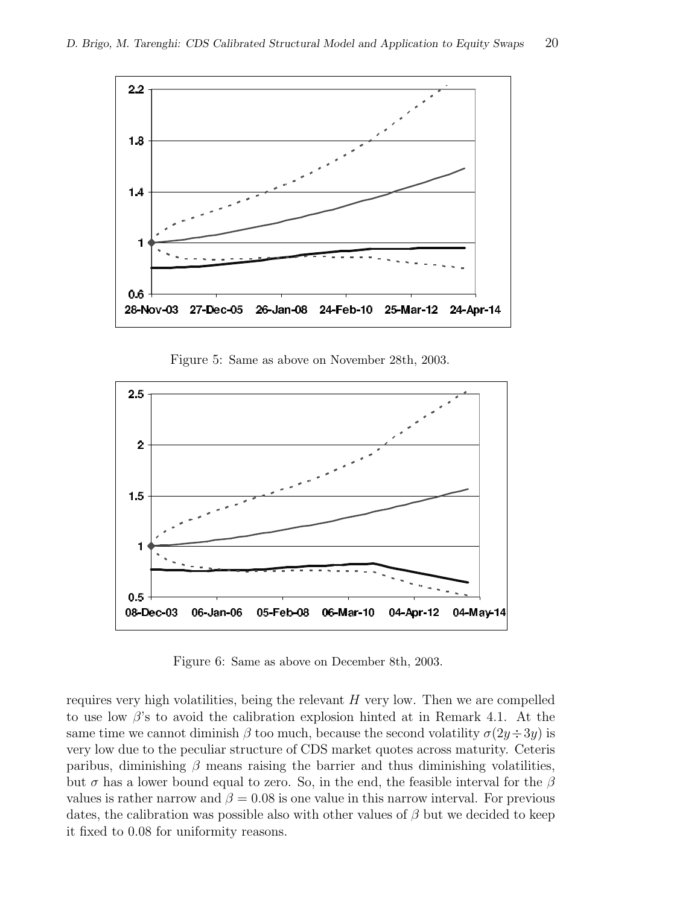Figure 5: Same as above on November 28th, 2003.

Figure 6: Same as above on December 8th, 2003.

requires very high volatilities, being the relevant $H$ very low. Then we are compelled to use low $\beta$'s to avoid the calibration explosion hinted at in Remark 4.1. At the same time we cannot diminish $\beta$ too much, because the second volatility $\sigma(2y \div 3y)$ is very low due to the peculiar structure of CDS market quotes across maturity. Ceteris paribus, diminishing $\beta$ means raising the barrier and thus diminishing volatilities, but $\sigma$ has a lower bound equal to zero. So, in the end, the feasible interval for the $\beta$ values is rather narrow and $\beta = 0.08$ is one value in this narrow interval. For previous dates, the calibration was possible also with other values of $\beta$ but we decided to keep it fixed to 0.08 for uniformity reasons.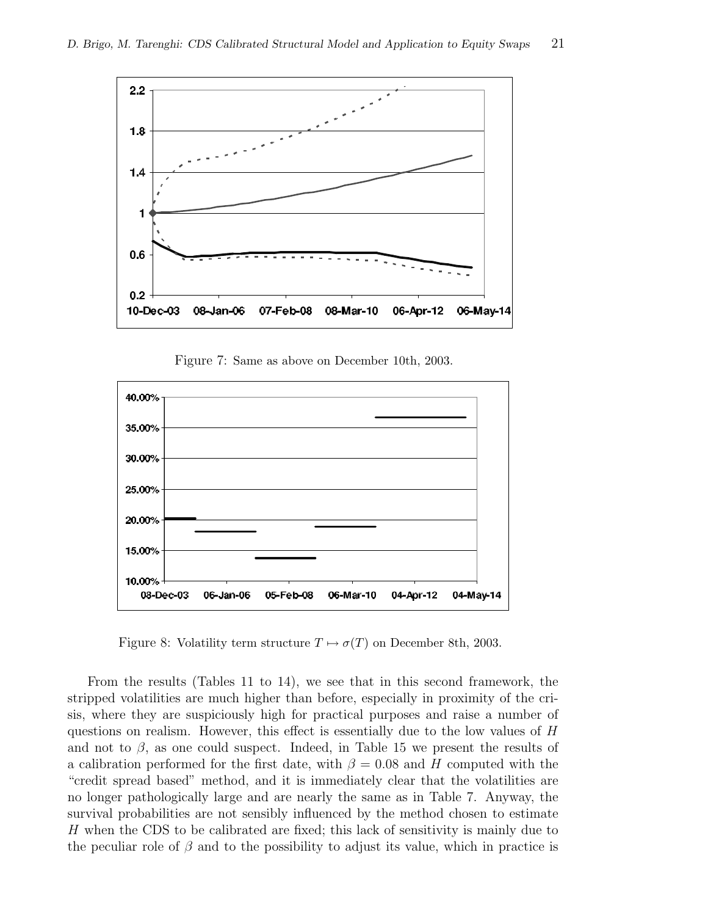Figure 7: Same as above on December 10th, 2003.

Figure 8: Volatility term structure $T \mapsto \sigma(T)$ on December 8th, 2003.

From the results (Tables 11 to 14), we see that in this second framework, the stripped volatilities are much higher than before, especially in proximity of the crisis, where they are suspiciously high for practical purposes and raise a number of questions on realism. However, this effect is essentially due to the low values of $H$ and not to $\beta$, as one could suspect. Indeed, in Table 15 we present the results of a calibration performed for the first date, with $\beta = 0.08$ and $H$ computed with the "credit spread based" method, and it is immediately clear that the volatilities are no longer pathologically large and are nearly the same as in Table 7. Anyway, the survival probabilities are not sensibly influenced by the method chosen to estimate $H$ when the CDS to be calibrated are fixed; this lack of sensitivity is mainly due to the peculiar role of $\beta$ and to the possibility to adjust its value, which in practice is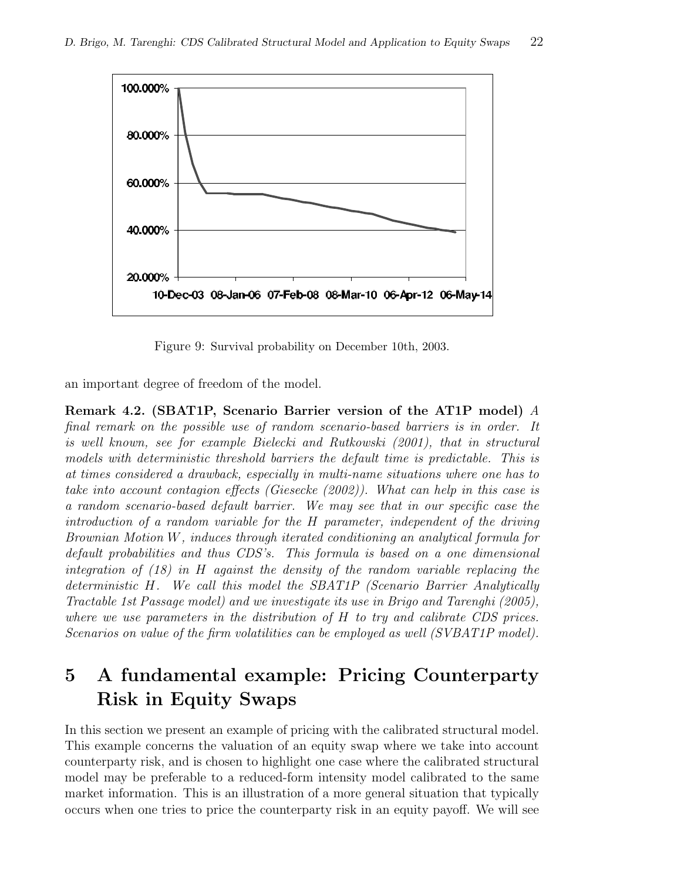Figure 9: Survival probability on December 10th, 2003.

an important degree of freedom of the model.

**Remark 4.2. (SBAT1P, Scenario Barrier version of the AT1P model)** *A final remark on the possible use of random scenario-based barriers is in order. It is well known, see for example Bielecki and Rutkowski (2001), that in structural models with deterministic threshold barriers the default time is predictable. This is at times considered a drawback, especially in multi-name situations where one has to take into account contagion effects (Giesecke (2002)). What can help in this case is a random scenario-based default barrier. We may see that in our specific case the introduction of a random variable for the $H$ parameter, independent of the driving Brownian Motion $W$, induces through iterated conditioning an analytical formula for default probabilities and thus CDS's. This formula is based on a one dimensional integration of (18) in $H$ against the density of the random variable replacing the deterministic $H$. We call this model the SBAT1P (Scenario Barrier Analytically Tractable 1st Passage model) and we investigate its use in Brigo and Tarenghi (2005), where we use parameters in the distribution of $H$ to try and calibrate CDS prices. Scenarios on value of the firm volatilities can be employed as well (SVBAT1P model).*

# 5 A fundamental example: Pricing Counterparty Risk in Equity Swaps

In this section we present an example of pricing with the calibrated structural model. This example concerns the valuation of an equity swap where we take into account counterparty risk, and is chosen to highlight one case where the calibrated structural model may be preferable to a reduced-form intensity model calibrated to the same market information. This is an illustration of a more general situation that typically occurs when one tries to price the counterparty risk in an equity payoff. We will see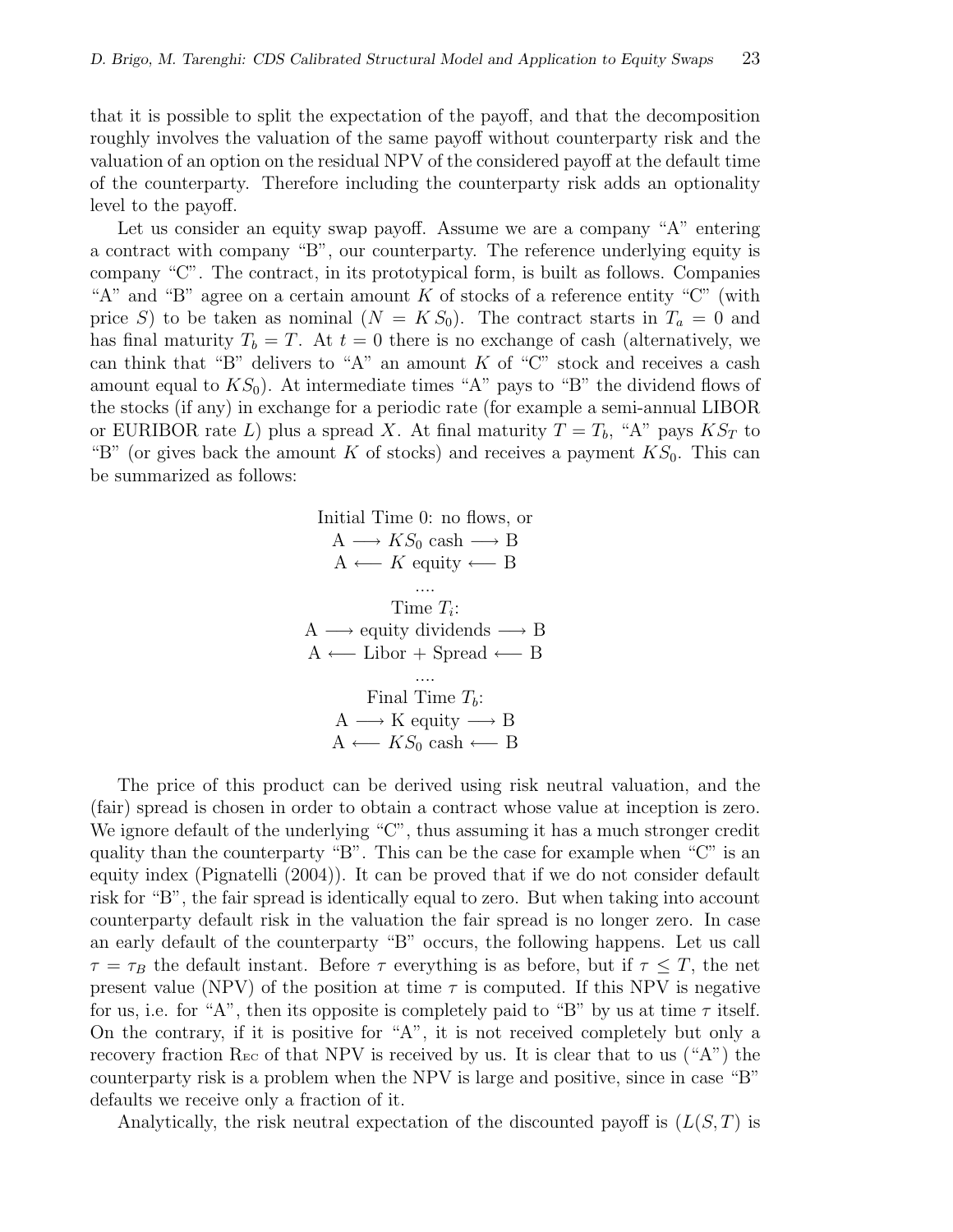that it is possible to split the expectation of the payoff, and that the decomposition roughly involves the valuation of the same payoff without counterparty risk and the valuation of an option on the residual NPV of the considered payoff at the default time of the counterparty. Therefore including the counterparty risk adds an optionality level to the payoff.

Let us consider an equity swap payoff. Assume we are a company "A" entering a contract with company "B", our counterparty. The reference underlying equity is company "C". The contract, in its prototypical form, is built as follows. Companies "A" and "B" agree on a certain amount $K$ of stocks of a reference entity "C" (with price $S$) to be taken as nominal ($N = K\,S_0$). The contract starts in $T_a = 0$ and has final maturity $T_b = T$. At $t = 0$ there is no exchange of cash (alternatively, we can think that "B" delivers to "A" an amount $K$ of "C" stock and receives a cash amount equal to $KS_0$). At intermediate times "A" pays to "B" the dividend flows of the stocks (if any) in exchange for a periodic rate (for example a semi-annual LIBOR or EURIBOR rate $L$) plus a spread $X$. At final maturity $T = T_b$, "A" pays $KS_T$ to "B" (or gives back the amount $K$ of stocks) and receives a payment $KS_0$. This can be summarized as follows:

$$
\begin{array}{c}
\text{Initial Time 0: no flows, or} \\
\text{A} \longrightarrow KS_0 \text{ cash} \longrightarrow \text{B} \\
\text{A} \longleftarrow K \text{ equity} \longleftarrow \text{B} \\
\ldots. \\
\text{Time } T_i\text{:} \\
\text{A} \longrightarrow \text{equity dividends} \longrightarrow \text{B} \\
\text{A} \longleftarrow \text{Libor + Spread} \longleftarrow \text{B} \\
\ldots. \\
\text{Final Time } T_b\text{:} \\
\text{A} \longrightarrow \text{K equity} \longrightarrow \text{B} \\
\text{A} \longleftarrow KS_0 \text{ cash} \longleftarrow \text{B}
\end{array}
$$

The price of this product can be derived using risk neutral valuation, and the (fair) spread is chosen in order to obtain a contract whose value at inception is zero. We ignore default of the underlying "C", thus assuming it has a much stronger credit quality than the counterparty "B". This can be the case for example when "C" is an equity index (Pignatelli (2004)). It can be proved that if we do not consider default risk for "B", the fair spread is identically equal to zero. But when taking into account counterparty default risk in the valuation the fair spread is no longer zero. In case an early default of the counterparty "B" occurs, the following happens. Let us call $\tau = \tau_B$ the default instant. Before $\tau$ everything is as before, but if $\tau \leq T$, the net present value (NPV) of the position at time $\tau$ is computed. If this NPV is negative for us, i.e. for "A", then its opposite is completely paid to "B" by us at time $\tau$ itself. On the contrary, if it is positive for "A", it is not received completely but only a recovery fraction $R_{EC}$ of that NPV is received by us. It is clear that to us ("A") the counterparty risk is a problem when the NPV is large and positive, since in case "B" defaults we receive only a fraction of it.

Analytically, the risk neutral expectation of the discounted payoff is ($L(S,T)$ is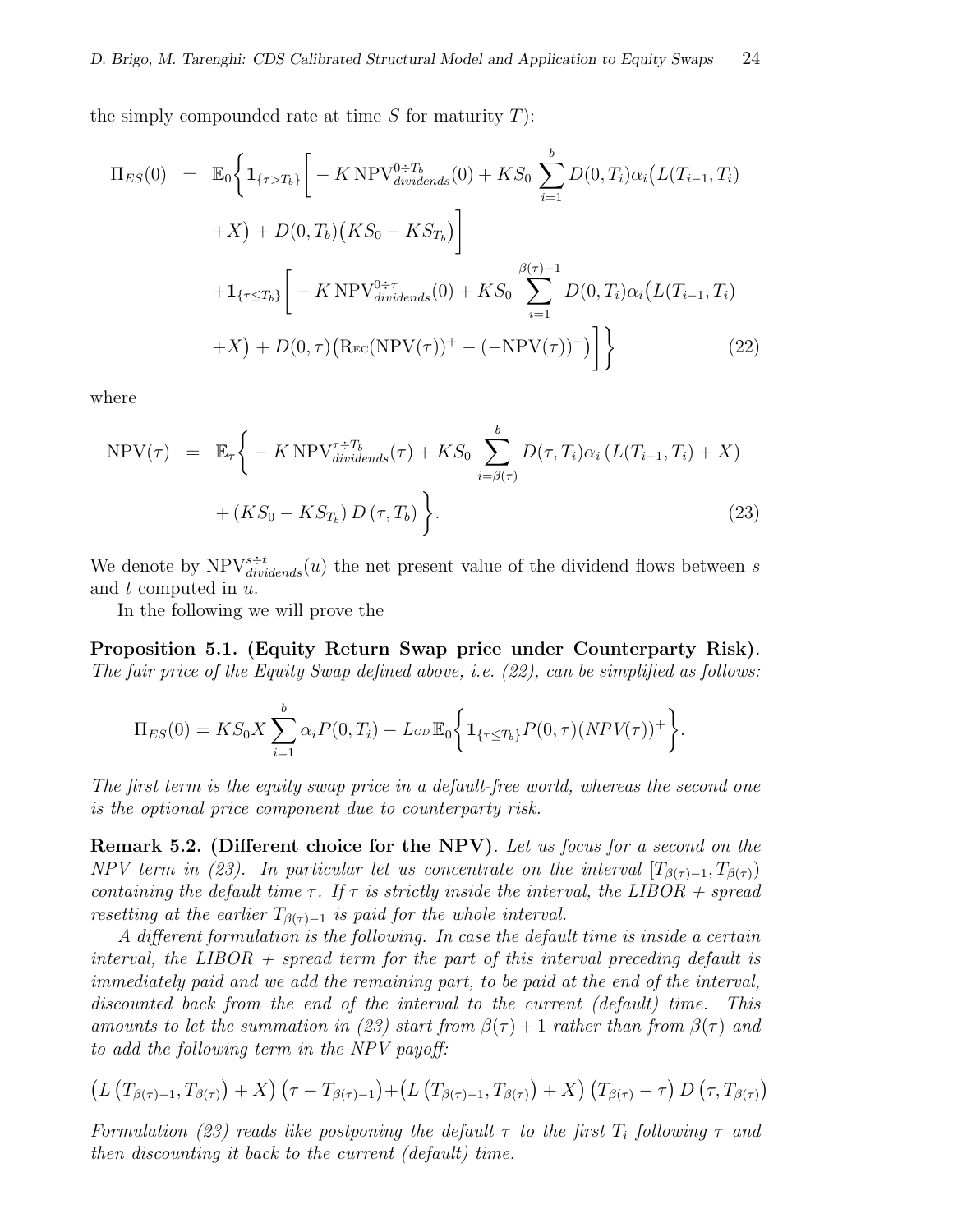the simply compounded rate at time $S$ for maturity $T$):

$$
\begin{aligned}
\Pi_{ES}(0) &= \mathbb{E}_0\bigg\{\mathbf{1}_{\{\tau>T_b\}}\bigg[-K\,\mathrm{NPV}^{0\div T_b}_{dividends}(0) + KS_0\sum_{i=1}^{b} D(0,T_i)\alpha_i\big(L(T_{i-1},T_i) \\
&\quad +X\big) + D(0,T_b)\big(KS_0 - KS_{T_b}\big)\bigg] \\
&\quad +\mathbf{1}_{\{\tau\le T_b\}}\bigg[-K\,\mathrm{NPV}^{0\div \tau}_{dividends}(0) + KS_0\sum_{i=1}^{\beta(\tau)-1} D(0,T_i)\alpha_i\big(L(T_{i-1},T_i) \\
&\quad +X\big) + D(0,\tau)\big(\mathrm{R{\scriptstyle EC}}(\mathrm{NPV}(\tau))^{+} - (-\mathrm{NPV}(\tau))^{+}\big)\bigg]\bigg\}
\end{aligned}
\tag{22}
$$

where

$$
\begin{aligned}
\mathrm{NPV}(\tau) &= \mathbb{E}_\tau\bigg\{-K\,\mathrm{NPV}^{\tau\div T_b}_{dividends}(\tau) + KS_0\sum_{i=\beta(\tau)}^{b} D(\tau,T_i)\alpha_i\left(L(T_{i-1},T_i)+X\right) \\
&\quad + \left(KS_0 - KS_{T_b}\right)D\left(\tau,T_b\right)\bigg\}.
\end{aligned}
\tag{23}
$$

We denote by $\mathrm{NPV}^{s\div t}_{dividends}(u)$ the net present value of the dividend flows between $s$ and $t$ computed in $u$.

In the following we will prove the

**Proposition 5.1. (Equity Return Swap price under Counterparty Risk)**. *The fair price of the Equity Swap defined above, i.e. (22), can be simplified as follows:*

$$
\Pi_{ES}(0) = KS_0X\sum_{i=1}^{b}\alpha_i P(0,T_i) - L_{GD}\,\mathbb{E}_0\bigg\{\mathbf{1}_{\{\tau\le T_b\}}P(0,\tau)(NPV(\tau))^{+}\bigg\}.
$$

*The first term is the equity swap price in a default-free world, whereas the second one is the optional price component due to counterparty risk.*

**Remark 5.2. (Different choice for the NPV)**. *Let us focus for a second on the NPV term in (23). In particular let us concentrate on the interval $[T_{\beta(\tau)-1},T_{\beta(\tau)})$ containing the default time $\tau$. If $\tau$ is strictly inside the interval, the LIBOR + spread resetting at the earlier $T_{\beta(\tau)-1}$ is paid for the whole interval.*

*A different formulation is the following. In case the default time is inside a certain interval, the LIBOR + spread term for the part of this interval preceding default is immediately paid and we add the remaining part, to be paid at the end of the interval, discounted back from the end of the interval to the current (default) time. This amounts to let the summation in (23) start from $\beta(\tau)+1$ rather than from $\beta(\tau)$ and to add the following term in the NPV payoff:*

$$
\left(L\left(T_{\beta(\tau)-1},T_{\beta(\tau)}\right)+X\right)\left(\tau - T_{\beta(\tau)-1}\right) + \left(L\left(T_{\beta(\tau)-1},T_{\beta(\tau)}\right)+X\right)\left(T_{\beta(\tau)}-\tau\right)D\left(\tau,T_{\beta(\tau)}\right)
$$

*Formulation (23) reads like postponing the default $\tau$ to the first $T_i$ following $\tau$ and then discounting it back to the current (default) time.*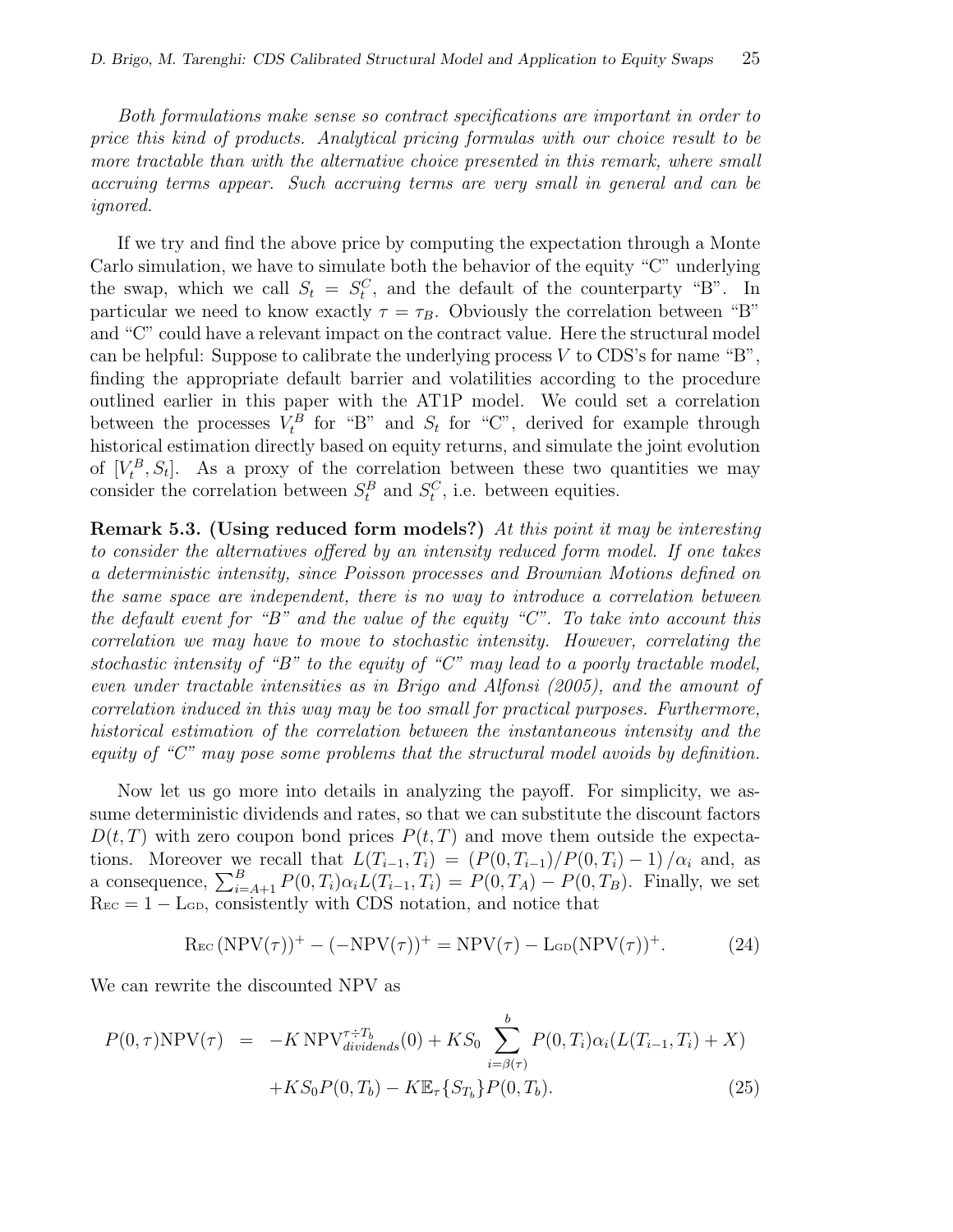*Both formulations make sense so contract specifications are important in order to price this kind of products. Analytical pricing formulas with our choice result to be more tractable than with the alternative choice presented in this remark, where small accruing terms appear. Such accruing terms are very small in general and can be ignored.*

If we try and find the above price by computing the expectation through a Monte Carlo simulation, we have to simulate both the behavior of the equity "C" underlying the swap, which we call $S_t = S_t^C$, and the default of the counterparty "B". In particular we need to know exactly $\tau = \tau_B$. Obviously the correlation between "B" and "C" could have a relevant impact on the contract value. Here the structural model can be helpful: Suppose to calibrate the underlying process $V$ to CDS's for name "B", finding the appropriate default barrier and volatilities according to the procedure outlined earlier in this paper with the AT1P model. We could set a correlation between the processes $V_t^B$ for "B" and $S_t$ for "C", derived for example through historical estimation directly based on equity returns, and simulate the joint evolution of $[V_t^B, S_t]$. As a proxy of the correlation between these two quantities we may consider the correlation between $S_t^B$ and $S_t^C$, i.e. between equities.

**Remark 5.3. (Using reduced form models?)** *At this point it may be interesting to consider the alternatives offered by an intensity reduced form model. If one takes a deterministic intensity, since Poisson processes and Brownian Motions defined on the same space are independent, there is no way to introduce a correlation between the default event for "B" and the value of the equity "C". To take into account this correlation we may have to move to stochastic intensity. However, correlating the stochastic intensity of "B" to the equity of "C" may lead to a poorly tractable model, even under tractable intensities as in Brigo and Alfonsi (2005), and the amount of correlation induced in this way may be too small for practical purposes. Furthermore, historical estimation of the correlation between the instantaneous intensity and the equity of "C" may pose some problems that the structural model avoids by definition.*

Now let us go more into details in analyzing the payoff. For simplicity, we assume deterministic dividends and rates, so that we can substitute the discount factors $D(t,T)$ with zero coupon bond prices $P(t,T)$ and move them outside the expectations. Moreover we recall that $L(T_{i-1}, T_i) = \left(P(0, T_{i-1})/P(0, T_i) - 1\right)/\alpha_i$ and, as a consequence, $\sum_{i=A+1}^{B} P(0, T_i)\alpha_i L(T_{i-1}, T_i) = P(0, T_A) - P(0, T_B)$. Finally, we set $\mathrm{R}_{\mathrm{EC}} = 1 - \mathrm{L}_{\mathrm{GD}}$, consistently with CDS notation, and notice that

$$\mathrm{R}_{\mathrm{EC}}\,(\mathrm{NPV}(\tau))^{+} - (-\mathrm{NPV}(\tau))^{+} = \mathrm{NPV}(\tau) - \mathrm{L}_{\mathrm{GD}}(\mathrm{NPV}(\tau))^{+}. \tag{24}$$

We can rewrite the discounted NPV as

$$\begin{aligned} P(0,\tau)\mathrm{NPV}(\tau) &= -K\,\mathrm{NPV}_{dividends}^{\tau \div T_b}(0) + KS_0 \sum_{i=\beta(\tau)}^{b} P(0, T_i)\alpha_i (L(T_{i-1}, T_i) + X) \\ &\quad + KS_0 P(0, T_b) - K\mathbb{E}_\tau\{S_{T_b}\}P(0, T_b). \end{aligned} \tag{25}$$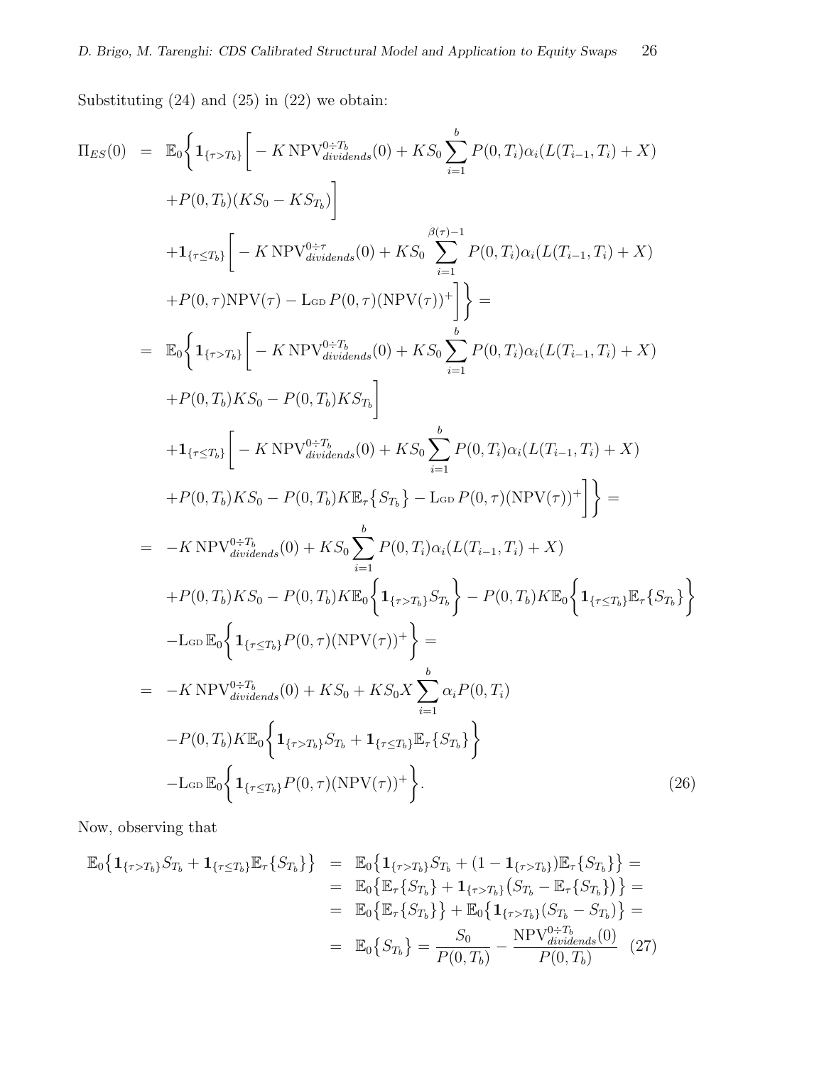Substituting (24) and (25) in (22) we obtain:

$$
\begin{aligned}
\Pi_{ES}(0) &= \mathbb{E}_0\bigg\{ \mathbf{1}_{\{\tau > T_b\}} \bigg[ -K\,\mathrm{NPV}^{0 \div T_b}_{dividends}(0) + KS_0 \sum_{i=1}^{b} P(0,T_i)\alpha_i (L(T_{i-1},T_i) + X) \\
&\quad + P(0,T_b)(KS_0 - KS_{T_b}) \bigg] \\
&\quad + \mathbf{1}_{\{\tau \le T_b\}} \bigg[ -K\,\mathrm{NPV}^{0 \div \tau}_{dividends}(0) + KS_0 \sum_{i=1}^{\beta(\tau)-1} P(0,T_i)\alpha_i (L(T_{i-1},T_i) + X) \\
&\quad + P(0,\tau)\mathrm{NPV}(\tau) - \mathrm{L}_{\mathrm{GD}}\, P(0,\tau)(\mathrm{NPV}(\tau))^+ \bigg] \bigg\} = \\
&= \mathbb{E}_0\bigg\{ \mathbf{1}_{\{\tau > T_b\}} \bigg[ -K\,\mathrm{NPV}^{0 \div T_b}_{dividends}(0) + KS_0 \sum_{i=1}^{b} P(0,T_i)\alpha_i (L(T_{i-1},T_i) + X) \\
&\quad + P(0,T_b)KS_0 - P(0,T_b)KS_{T_b} \bigg] \\
&\quad + \mathbf{1}_{\{\tau \le T_b\}} \bigg[ -K\,\mathrm{NPV}^{0 \div T_b}_{dividends}(0) + KS_0 \sum_{i=1}^{b} P(0,T_i)\alpha_i (L(T_{i-1},T_i) + X) \\
&\quad + P(0,T_b)KS_0 - P(0,T_b)K\mathbb{E}_\tau\big\{S_{T_b}\big\} - \mathrm{L}_{\mathrm{GD}}\, P(0,\tau)(\mathrm{NPV}(\tau))^+ \bigg] \bigg\} = \\
&= -K\,\mathrm{NPV}^{0 \div T_b}_{dividends}(0) + KS_0 \sum_{i=1}^{b} P(0,T_i)\alpha_i (L(T_{i-1},T_i) + X) \\
&\quad + P(0,T_b)KS_0 - P(0,T_b)K\mathbb{E}_0\bigg\{ \mathbf{1}_{\{\tau > T_b\}} S_{T_b} \bigg\} - P(0,T_b)K\mathbb{E}_0\bigg\{ \mathbf{1}_{\{\tau \le T_b\}} \mathbb{E}_\tau\{S_{T_b}\} \bigg\} \\
&\quad - \mathrm{L}_{\mathrm{GD}}\, \mathbb{E}_0\bigg\{ \mathbf{1}_{\{\tau \le T_b\}} P(0,\tau)(\mathrm{NPV}(\tau))^+ \bigg\} = \\
&= -K\,\mathrm{NPV}^{0 \div T_b}_{dividends}(0) + KS_0 + KS_0 X \sum_{i=1}^{b} \alpha_i P(0,T_i) \\
&\quad - P(0,T_b)K\mathbb{E}_0\bigg\{ \mathbf{1}_{\{\tau > T_b\}} S_{T_b} + \mathbf{1}_{\{\tau \le T_b\}} \mathbb{E}_\tau\{S_{T_b}\} \bigg\} \\
&\quad - \mathrm{L}_{\mathrm{GD}}\, \mathbb{E}_0\bigg\{ \mathbf{1}_{\{\tau \le T_b\}} P(0,\tau)(\mathrm{NPV}(\tau))^+ \bigg\}.
\end{aligned} \tag{26}
$$

Now, observing that

$$
\begin{aligned}
\mathbb{E}_0\big\{ \mathbf{1}_{\{\tau > T_b\}} S_{T_b} + \mathbf{1}_{\{\tau \le T_b\}} \mathbb{E}_\tau\{S_{T_b}\} \big\} &= \mathbb{E}_0\big\{ \mathbf{1}_{\{\tau > T_b\}} S_{T_b} + (1 - \mathbf{1}_{\{\tau > T_b\}}) \mathbb{E}_\tau\{S_{T_b}\} \big\} = \\
&= \mathbb{E}_0\big\{ \mathbb{E}_\tau\{S_{T_b}\} + \mathbf{1}_{\{\tau > T_b\}} \big( S_{T_b} - \mathbb{E}_\tau\{S_{T_b}\} \big) \big\} = \\
&= \mathbb{E}_0\big\{ \mathbb{E}_\tau\{S_{T_b}\} \big\} + \mathbb{E}_0\big\{ \mathbf{1}_{\{\tau > T_b\}} (S_{T_b} - S_{T_b}) \big\} = \\
&= \mathbb{E}_0\big\{ S_{T_b} \big\} = \frac{S_0}{P(0,T_b)} - \frac{\mathrm{NPV}^{0 \div T_b}_{dividends}(0)}{P(0,T_b)}
\end{aligned} \tag{27}
$$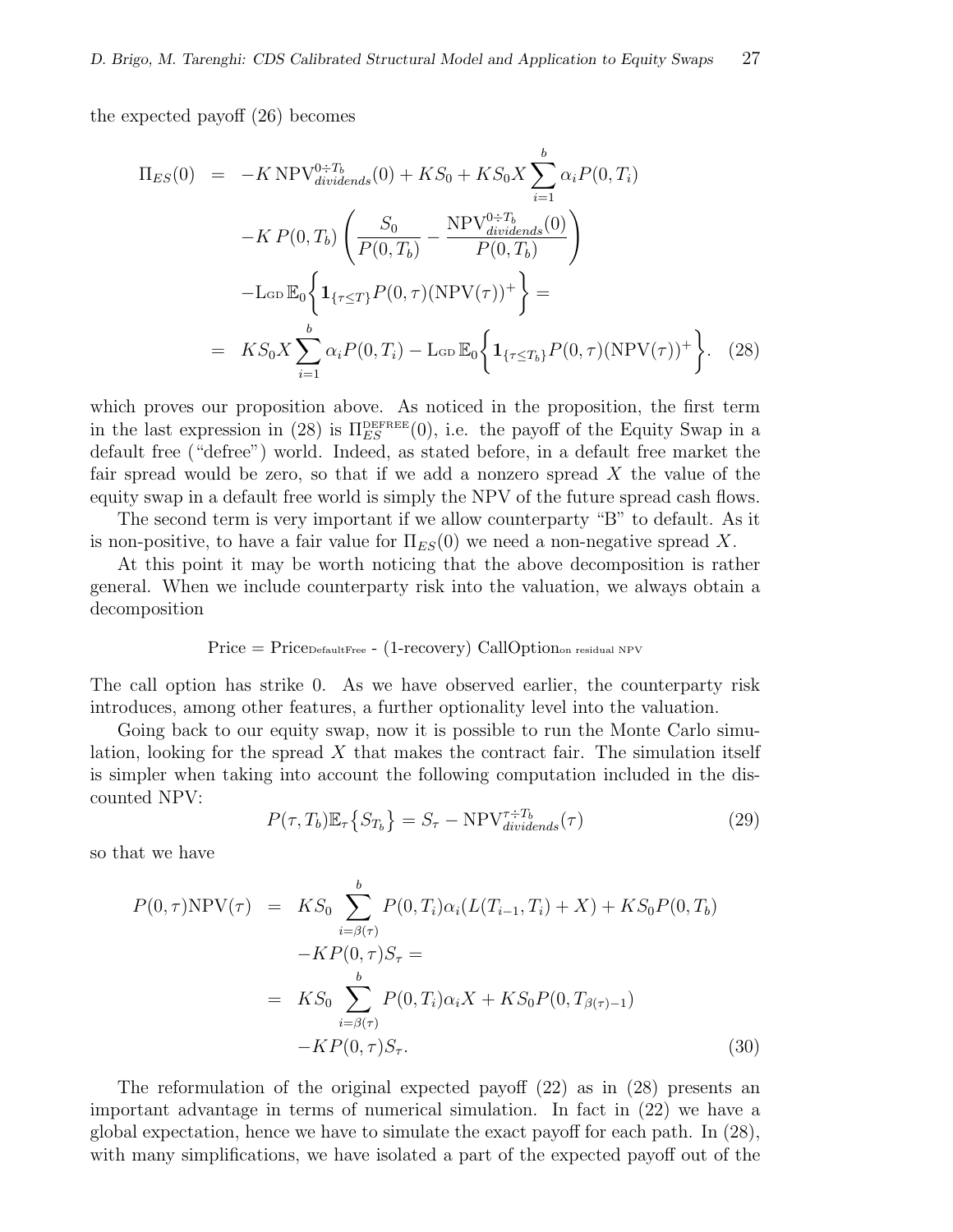the expected payoff (26) becomes

$$
\begin{aligned}
\Pi_{ES}(0) &= -K\,\mathrm{NPV}^{0\div T_b}_{dividends}(0) + KS_0 + KS_0 X \sum_{i=1}^{b} \alpha_i P(0,T_i) \\
&\quad - K\,P(0,T_b)\left(\frac{S_0}{P(0,T_b)} - \frac{\mathrm{NPV}^{0\div T_b}_{dividends}(0)}{P(0,T_b)}\right) \\
&\quad - \mathrm{L_{GD}}\,\mathbb{E}_0\Big\{\mathbf{1}_{\{\tau \le T\}} P(0,\tau)(\mathrm{NPV}(\tau))^+\Big\} = \\
&= KS_0 X \sum_{i=1}^{b} \alpha_i P(0,T_i) - \mathrm{L_{GD}}\,\mathbb{E}_0\Big\{\mathbf{1}_{\{\tau \le T_b\}} P(0,\tau)(\mathrm{NPV}(\tau))^+\Big\}. \quad (28)
\end{aligned}
$$

which proves our proposition above. As noticed in the proposition, the first term in the last expression in (28) is $\Pi_{ES}^{\mathrm{DEFREE}}(0)$, i.e. the payoff of the Equity Swap in a default free ("defree") world. Indeed, as stated before, in a default free market the fair spread would be zero, so that if we add a nonzero spread $X$ the value of the equity swap in a default free world is simply the NPV of the future spread cash flows.

The second term is very important if we allow counterparty "B" to default. As it is non-positive, to have a fair value for $\Pi_{ES}(0)$ we need a non-negative spread $X$.

At this point it may be worth noticing that the above decomposition is rather general. When we include counterparty risk into the valuation, we always obtain a decomposition

Price = Price$_{\text{DefaultFree}}$ - (1-recovery) CallOption$_{\text{on residual NPV}}$

The call option has strike 0. As we have observed earlier, the counterparty risk introduces, among other features, a further optionality level into the valuation.

Going back to our equity swap, now it is possible to run the Monte Carlo simulation, looking for the spread $X$ that makes the contract fair. The simulation itself is simpler when taking into account the following computation included in the discounted NPV:

$$
P(\tau,T_b)\mathbb{E}_\tau\big\{S_{T_b}\big\} = S_\tau - \mathrm{NPV}^{\tau\div T_b}_{dividends}(\tau) \quad (29)
$$

so that we have

$$
\begin{aligned}
P(0,\tau)\mathrm{NPV}(\tau) &= KS_0 \sum_{i=\beta(\tau)}^{b} P(0,T_i)\alpha_i(L(T_{i-1},T_i)+X) + KS_0 P(0,T_b) \\
&\quad - KP(0,\tau)S_\tau = \\
&= KS_0 \sum_{i=\beta(\tau)}^{b} P(0,T_i)\alpha_i X + KS_0 P(0,T_{\beta(\tau)-1}) \\
&\quad - KP(0,\tau)S_\tau. \quad (30)
\end{aligned}
$$

The reformulation of the original expected payoff (22) as in (28) presents an important advantage in terms of numerical simulation. In fact in (22) we have a global expectation, hence we have to simulate the exact payoff for each path. In (28), with many simplifications, we have isolated a part of the expected payoff out of the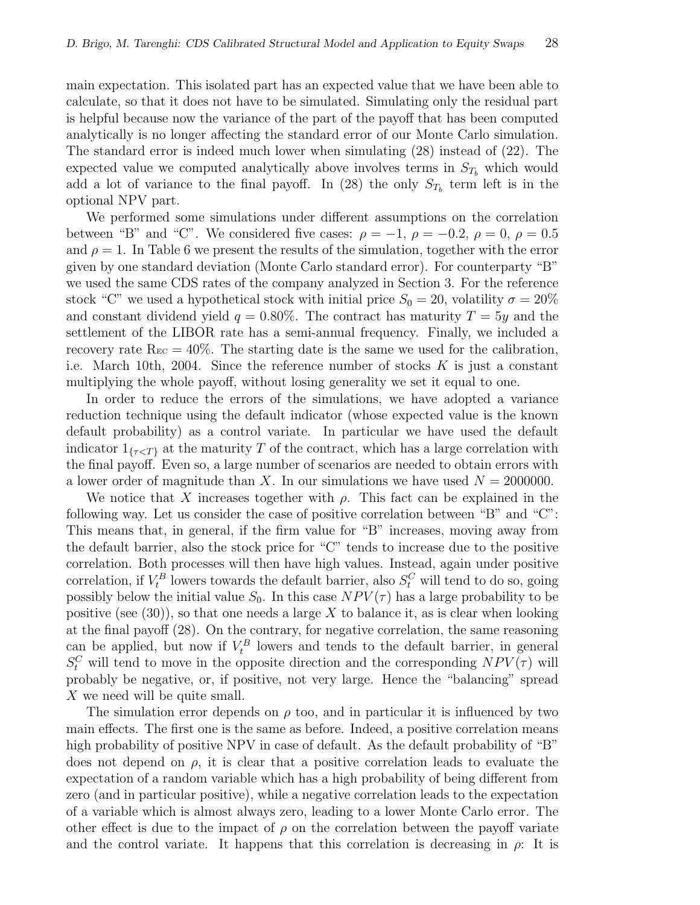main expectation. This isolated part has an expected value that we have been able to calculate, so that it does not have to be simulated. Simulating only the residual part is helpful because now the variance of the part of the payoff that has been computed analytically is no longer affecting the standard error of our Monte Carlo simulation. The standard error is indeed much lower when simulating (28) instead of (22). The expected value we computed analytically above involves terms in $S_{T_b}$ which would add a lot of variance to the final payoff. In (28) the only $S_{T_b}$ term left is in the optional NPV part.

We performed some simulations under different assumptions on the correlation between "B" and "C". We considered five cases: $\rho = -1$, $\rho = -0.2$, $\rho = 0$, $\rho = 0.5$ and $\rho = 1$. In Table 6 we present the results of the simulation, together with the error given by one standard deviation (Monte Carlo standard error). For counterparty "B" we used the same CDS rates of the company analyzed in Section 3. For the reference stock "C" we used a hypothetical stock with initial price $S_0 = 20$, volatility $\sigma = 20\%$ and constant dividend yield $q = 0.80\%$. The contract has maturity $T = 5y$ and the settlement of the LIBOR rate has a semi-annual frequency. Finally, we included a recovery rate $\mathrm{R}_{\mathrm{EC}} = 40\%$. The starting date is the same we used for the calibration, i.e. March 10th, 2004. Since the reference number of stocks $K$ is just a constant multiplying the whole payoff, without losing generality we set it equal to one.

In order to reduce the errors of the simulations, we have adopted a variance reduction technique using the default indicator (whose expected value is the known default probability) as a control variate. In particular we have used the default indicator $1_{\{\tau<T\}}$ at the maturity $T$ of the contract, which has a large correlation with the final payoff. Even so, a large number of scenarios are needed to obtain errors with a lower order of magnitude than $X$. In our simulations we have used $N = 2000000$.

We notice that $X$ increases together with $\rho$. This fact can be explained in the following way. Let us consider the case of positive correlation between "B" and "C": This means that, in general, if the firm value for "B" increases, moving away from the default barrier, also the stock price for "C" tends to increase due to the positive correlation. Both processes will then have high values. Instead, again under positive correlation, if $V_t^B$ lowers towards the default barrier, also $S_t^C$ will tend to do so, going possibly below the initial value $S_0$. In this case $NPV(\tau)$ has a large probability to be positive (see (30)), so that one needs a large $X$ to balance it, as is clear when looking at the final payoff (28). On the contrary, for negative correlation, the same reasoning can be applied, but now if $V_t^B$ lowers and tends to the default barrier, in general $S_t^C$ will tend to move in the opposite direction and the corresponding $NPV(\tau)$ will probably be negative, or, if positive, not very large. Hence the "balancing" spread $X$ we need will be quite small.

The simulation error depends on $\rho$ too, and in particular it is influenced by two main effects. The first one is the same as before. Indeed, a positive correlation means high probability of positive NPV in case of default. As the default probability of "B" does not depend on $\rho$, it is clear that a positive correlation leads to evaluate the expectation of a random variable which has a high probability of being different from zero (and in particular positive), while a negative correlation leads to the expectation of a variable which is almost always zero, leading to a lower Monte Carlo error. The other effect is due to the impact of $\rho$ on the correlation between the payoff variate and the control variate. It happens that this correlation is decreasing in $\rho$: It is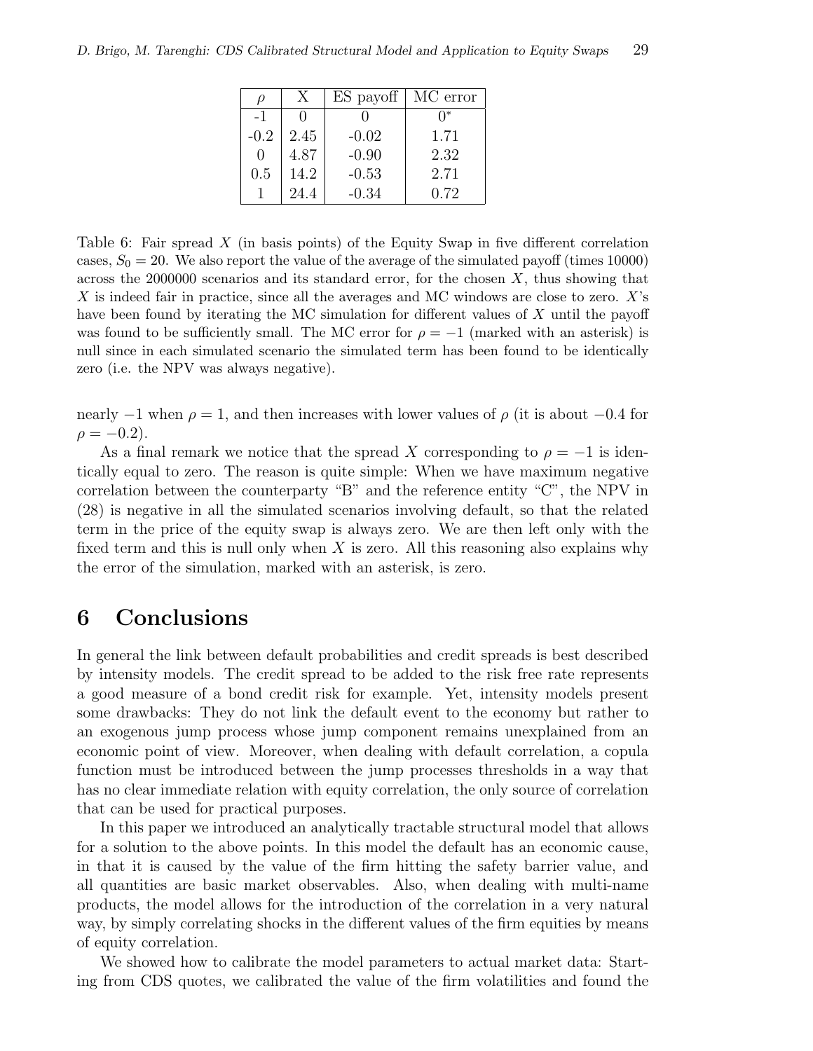| $\rho$ | X | ES payoff | MC error |
|---|---|---|---|
| -1 | 0 | 0 | $0^*$ |
| -0.2 | 2.45 | -0.02 | 1.71 |
| 0 | 4.87 | -0.90 | 2.32 |
| 0.5 | 14.2 | -0.53 | 2.71 |
| 1 | 24.4 | -0.34 | 0.72 |

Table 6: Fair spread $X$ (in basis points) of the Equity Swap in five different correlation cases, $S_0 = 20$. We also report the value of the average of the simulated payoff (times 10000) across the 2000000 scenarios and its standard error, for the chosen $X$, thus showing that $X$ is indeed fair in practice, since all the averages and MC windows are close to zero. $X$'s have been found by iterating the MC simulation for different values of $X$ until the payoff was found to be sufficiently small. The MC error for $\rho = -1$ (marked with an asterisk) is null since in each simulated scenario the simulated term has been found to be identically zero (i.e. the NPV was always negative).

nearly $-1$ when $\rho = 1$, and then increases with lower values of $\rho$ (it is about $-0.4$ for $\rho = -0.2$).

As a final remark we notice that the spread $X$ corresponding to $\rho = -1$ is identically equal to zero. The reason is quite simple: When we have maximum negative correlation between the counterparty "B" and the reference entity "C", the NPV in (28) is negative in all the simulated scenarios involving default, so that the related term in the price of the equity swap is always zero. We are then left only with the fixed term and this is null only when $X$ is zero. All this reasoning also explains why the error of the simulation, marked with an asterisk, is zero.

# 6 Conclusions

In general the link between default probabilities and credit spreads is best described by intensity models. The credit spread to be added to the risk free rate represents a good measure of a bond credit risk for example. Yet, intensity models present some drawbacks: They do not link the default event to the economy but rather to an exogenous jump process whose jump component remains unexplained from an economic point of view. Moreover, when dealing with default correlation, a copula function must be introduced between the jump processes thresholds in a way that has no clear immediate relation with equity correlation, the only source of correlation that can be used for practical purposes.

In this paper we introduced an analytically tractable structural model that allows for a solution to the above points. In this model the default has an economic cause, in that it is caused by the value of the firm hitting the safety barrier value, and all quantities are basic market observables. Also, when dealing with multi-name products, the model allows for the introduction of the correlation in a very natural way, by simply correlating shocks in the different values of the firm equities by means of equity correlation.

We showed how to calibrate the model parameters to actual market data: Starting from CDS quotes, we calibrated the value of the firm volatilities and found the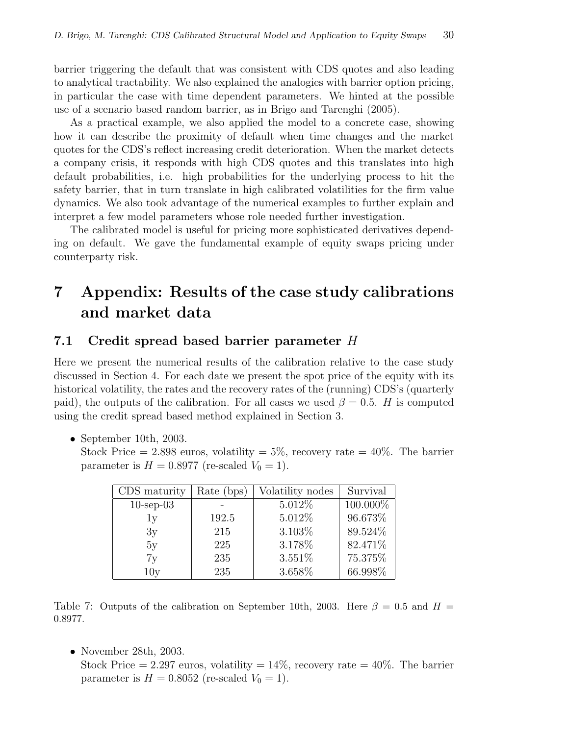barrier triggering the default that was consistent with CDS quotes and also leading to analytical tractability. We also explained the analogies with barrier option pricing, in particular the case with time dependent parameters. We hinted at the possible use of a scenario based random barrier, as in Brigo and Tarenghi (2005).

As a practical example, we also applied the model to a concrete case, showing how it can describe the proximity of default when time changes and the market quotes for the CDS's reflect increasing credit deterioration. When the market detects a company crisis, it responds with high CDS quotes and this translates into high default probabilities, i.e. high probabilities for the underlying process to hit the safety barrier, that in turn translate in high calibrated volatilities for the firm value dynamics. We also took advantage of the numerical examples to further explain and interpret a few model parameters whose role needed further investigation.

The calibrated model is useful for pricing more sophisticated derivatives depending on default. We gave the fundamental example of equity swaps pricing under counterparty risk.

# 7 Appendix: Results of the case study calibrations and market data

## 7.1 Credit spread based barrier parameter $H$

Here we present the numerical results of the calibration relative to the case study discussed in Section 4. For each date we present the spot price of the equity with its historical volatility, the rates and the recovery rates of the (running) CDS's (quarterly paid), the outputs of the calibration. For all cases we used $\beta = 0.5$. $H$ is computed using the credit spread based method explained in Section 3.

- September 10th, 2003.
  Stock Price = 2.898 euros, volatility = 5%, recovery rate = 40%. The barrier parameter is $H = 0.8977$ (re-scaled $V_0 = 1$).

| CDS maturity | Rate (bps) | Volatility nodes | Survival |
|---|---|---|---|
| 10-sep-03 | - | 5.012% | 100.000% |
| 1y | 192.5 | 5.012% | 96.673% |
| 3y | 215 | 3.103% | 89.524% |
| 5y | 225 | 3.178% | 82.471% |
| 7y | 235 | 3.551% | 75.375% |
| 10y | 235 | 3.658% | 66.998% |

Table 7: Outputs of the calibration on September 10th, 2003. Here $\beta = 0.5$ and $H = 0.8977$.

- November 28th, 2003.
  Stock Price = 2.297 euros, volatility = 14%, recovery rate = 40%. The barrier parameter is $H = 0.8052$ (re-scaled $V_0 = 1$).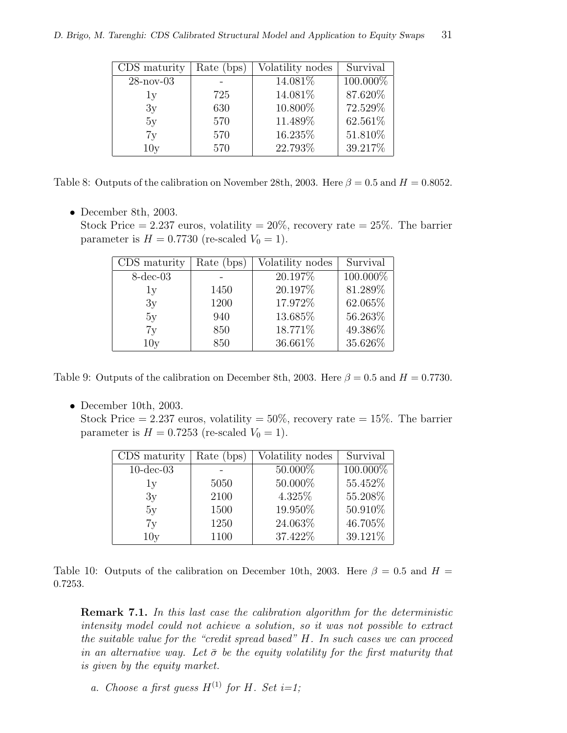| CDS maturity | Rate (bps) | Volatility nodes | Survival |
|---|---|---|---|
| 28-nov-03 | - | 14.081% | 100.000% |
| 1y | 725 | 14.081% | 87.620% |
| 3y | 630 | 10.800% | 72.529% |
| 5y | 570 | 11.489% | 62.561% |
| 7y | 570 | 16.235% | 51.810% |
| 10y | 570 | 22.793% | 39.217% |

Table 8: Outputs of the calibration on November 28th, 2003. Here $\beta = 0.5$ and $H = 0.8052$.

- December 8th, 2003.
  Stock Price = 2.237 euros, volatility = 20%, recovery rate = 25%. The barrier parameter is $H = 0.7730$ (re-scaled $V_0 = 1$).

| CDS maturity | Rate (bps) | Volatility nodes | Survival |
|---|---|---|---|
| 8-dec-03 | - | 20.197% | 100.000% |
| 1y | 1450 | 20.197% | 81.289% |
| 3y | 1200 | 17.972% | 62.065% |
| 5y | 940 | 13.685% | 56.263% |
| 7y | 850 | 18.771% | 49.386% |
| 10y | 850 | 36.661% | 35.626% |

Table 9: Outputs of the calibration on December 8th, 2003. Here $\beta = 0.5$ and $H = 0.7730$.

- December 10th, 2003.
  Stock Price = 2.237 euros, volatility = 50%, recovery rate = 15%. The barrier parameter is $H = 0.7253$ (re-scaled $V_0 = 1$).

| CDS maturity | Rate (bps) | Volatility nodes | Survival |
|---|---|---|---|
| 10-dec-03 | - | 50.000% | 100.000% |
| 1y | 5050 | 50.000% | 55.452% |
| 3y | 2100 | 4.325% | 55.208% |
| 5y | 1500 | 19.950% | 50.910% |
| 7y | 1250 | 24.063% | 46.705% |
| 10y | 1100 | 37.422% | 39.121% |

Table 10: Outputs of the calibration on December 10th, 2003. Here $\beta = 0.5$ and $H = 0.7253$.

> **Remark 7.1.** *In this last case the calibration algorithm for the deterministic intensity model could not achieve a solution, so it was not possible to extract the suitable value for the "credit spread based" $H$. In such cases we can proceed in an alternative way. Let $\bar{\sigma}$ be the equity volatility for the first maturity that is given by the equity market.*
>
> *a. Choose a first guess $H^{(1)}$ for $H$. Set i=1;*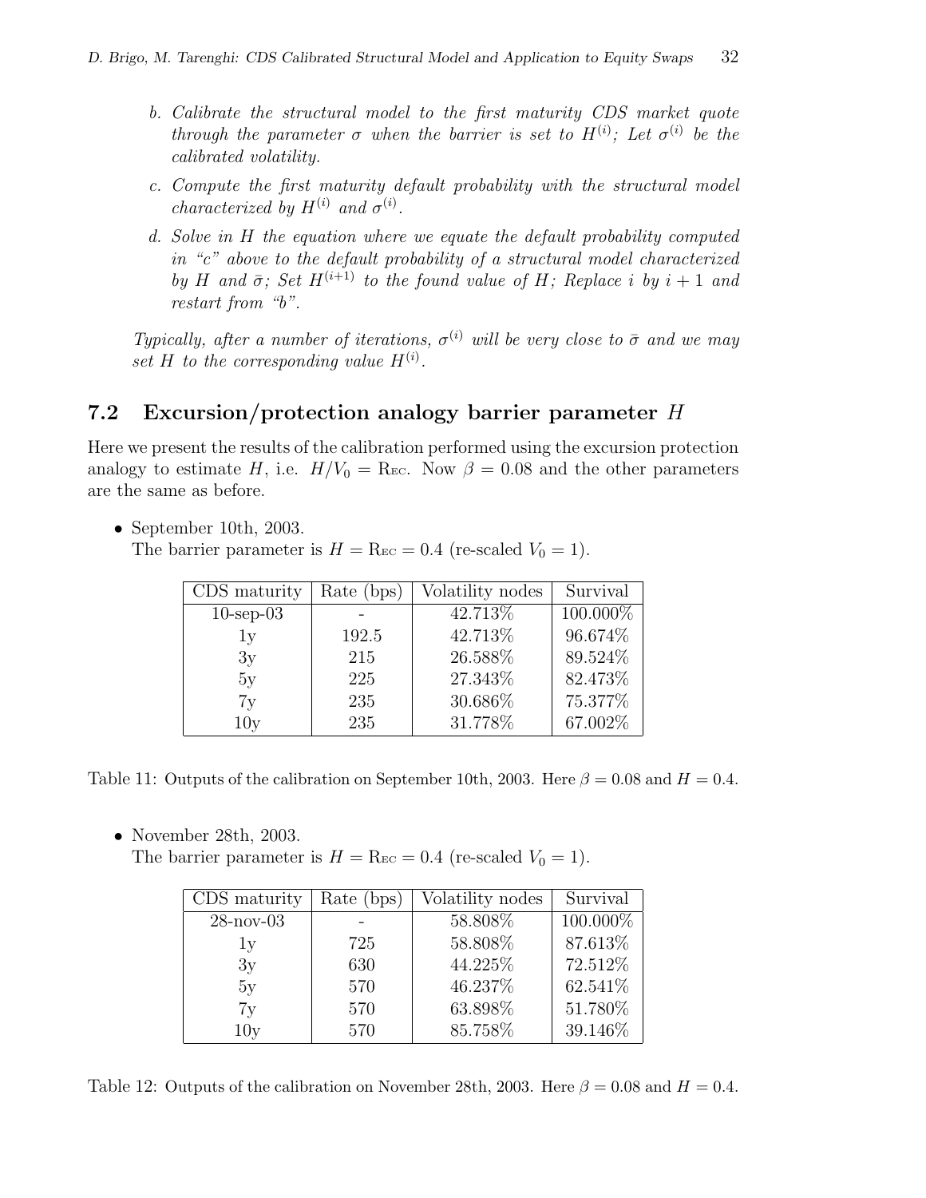*b. Calibrate the structural model to the first maturity CDS market quote through the parameter $\sigma$ when the barrier is set to $H^{(i)}$; Let $\sigma^{(i)}$ be the calibrated volatility.*

*c. Compute the first maturity default probability with the structural model characterized by $H^{(i)}$ and $\sigma^{(i)}$.*

*d. Solve in $H$ the equation where we equate the default probability computed in "c" above to the default probability of a structural model characterized by $H$ and $\bar{\sigma}$; Set $H^{(i+1)}$ to the found value of $H$; Replace $i$ by $i+1$ and restart from "b".*

*Typically, after a number of iterations, $\sigma^{(i)}$ will be very close to $\bar{\sigma}$ and we may set $H$ to the corresponding value $H^{(i)}$.*

## 7.2 Excursion/protection analogy barrier parameter $H$

Here we present the results of the calibration performed using the excursion protection analogy to estimate $H$, i.e. $H/V_0 = \mathrm{R_{EC}}$. Now $\beta = 0.08$ and the other parameters are the same as before.

- September 10th, 2003.
  The barrier parameter is $H = \mathrm{R_{EC}} = 0.4$ (re-scaled $V_0 = 1$).

| CDS maturity | Rate (bps) | Volatility nodes | Survival |
|---|---|---|---|
| 10-sep-03 | - | 42.713% | 100.000% |
| 1y | 192.5 | 42.713% | 96.674% |
| 3y | 215 | 26.588% | 89.524% |
| 5y | 225 | 27.343% | 82.473% |
| 7y | 235 | 30.686% | 75.377% |
| 10y | 235 | 31.778% | 67.002% |

Table 11: Outputs of the calibration on September 10th, 2003. Here $\beta = 0.08$ and $H = 0.4$.

- November 28th, 2003.
  The barrier parameter is $H = \mathrm{R_{EC}} = 0.4$ (re-scaled $V_0 = 1$).

| CDS maturity | Rate (bps) | Volatility nodes | Survival |
|---|---|---|---|
| 28-nov-03 | - | 58.808% | 100.000% |
| 1y | 725 | 58.808% | 87.613% |
| 3y | 630 | 44.225% | 72.512% |
| 5y | 570 | 46.237% | 62.541% |
| 7y | 570 | 63.898% | 51.780% |
| 10y | 570 | 85.758% | 39.146% |

Table 12: Outputs of the calibration on November 28th, 2003. Here $\beta = 0.08$ and $H = 0.4$.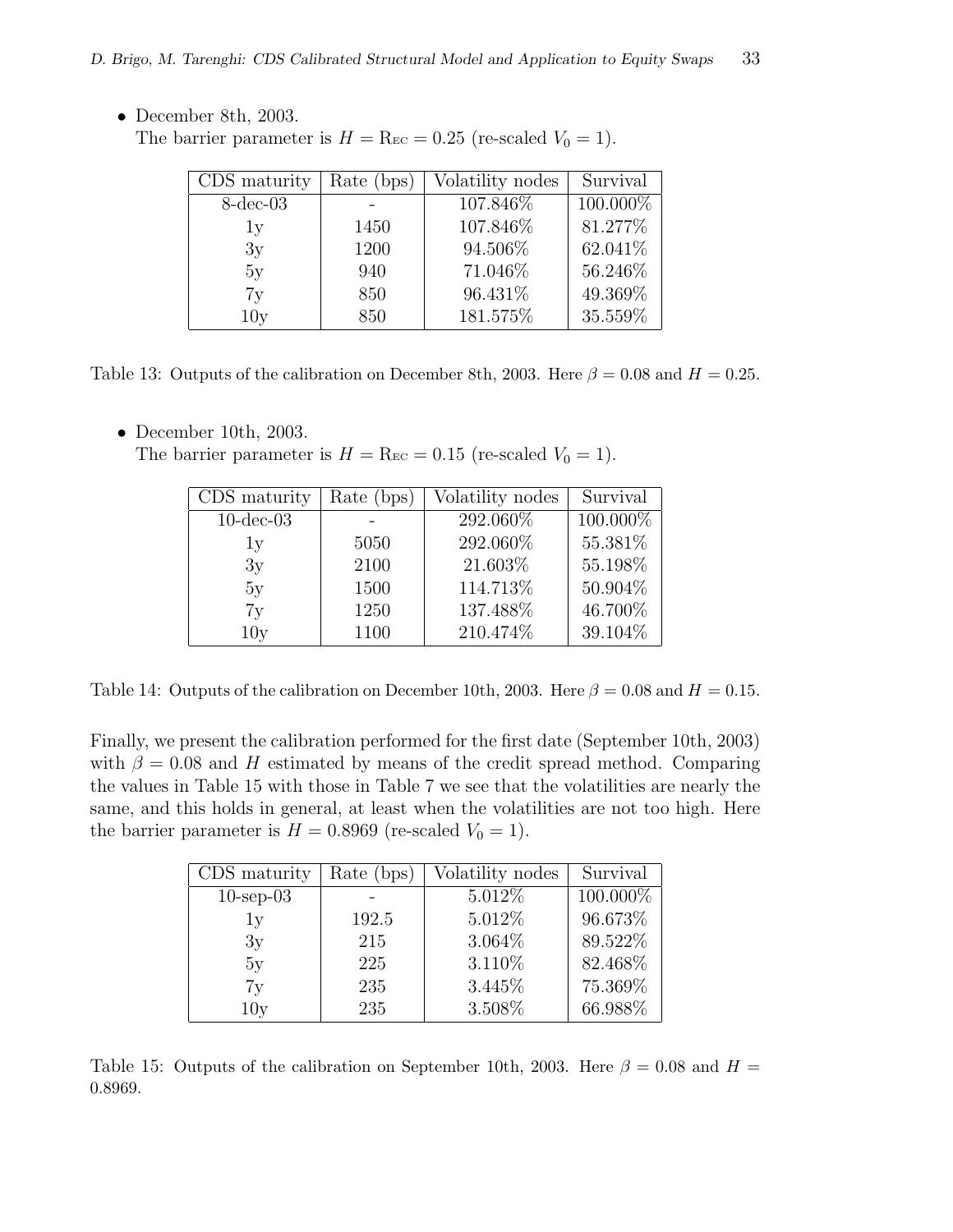- December 8th, 2003.
  The barrier parameter is $H = \mathrm{R}_{\mathrm{EC}} = 0.25$ (re-scaled $V_0 = 1$).

| CDS maturity | Rate (bps) | Volatility nodes | Survival |
|---|---|---|---|
| 8-dec-03 | - | 107.846% | 100.000% |
| 1y | 1450 | 107.846% | 81.277% |
| 3y | 1200 | 94.506% | 62.041% |
| 5y | 940 | 71.046% | 56.246% |
| 7y | 850 | 96.431% | 49.369% |
| 10y | 850 | 181.575% | 35.559% |

Table 13: Outputs of the calibration on December 8th, 2003. Here $\beta = 0.08$ and $H = 0.25$.

- December 10th, 2003.
  The barrier parameter is $H = \mathrm{R}_{\mathrm{EC}} = 0.15$ (re-scaled $V_0 = 1$).

| CDS maturity | Rate (bps) | Volatility nodes | Survival |
|---|---|---|---|
| 10-dec-03 | - | 292.060% | 100.000% |
| 1y | 5050 | 292.060% | 55.381% |
| 3y | 2100 | 21.603% | 55.198% |
| 5y | 1500 | 114.713% | 50.904% |
| 7y | 1250 | 137.488% | 46.700% |
| 10y | 1100 | 210.474% | 39.104% |

Table 14: Outputs of the calibration on December 10th, 2003. Here $\beta = 0.08$ and $H = 0.15$.

Finally, we present the calibration performed for the first date (September 10th, 2003) with $\beta = 0.08$ and $H$ estimated by means of the credit spread method. Comparing the values in Table 15 with those in Table 7 we see that the volatilities are nearly the same, and this holds in general, at least when the volatilities are not too high. Here the barrier parameter is $H = 0.8969$ (re-scaled $V_0 = 1$).

| CDS maturity | Rate (bps) | Volatility nodes | Survival |
|---|---|---|---|
| 10-sep-03 | - | 5.012% | 100.000% |
| 1y | 192.5 | 5.012% | 96.673% |
| 3y | 215 | 3.064% | 89.522% |
| 5y | 225 | 3.110% | 82.468% |
| 7y | 235 | 3.445% | 75.369% |
| 10y | 235 | 3.508% | 66.988% |

Table 15: Outputs of the calibration on September 10th, 2003. Here $\beta = 0.08$ and $H = 0.8969$.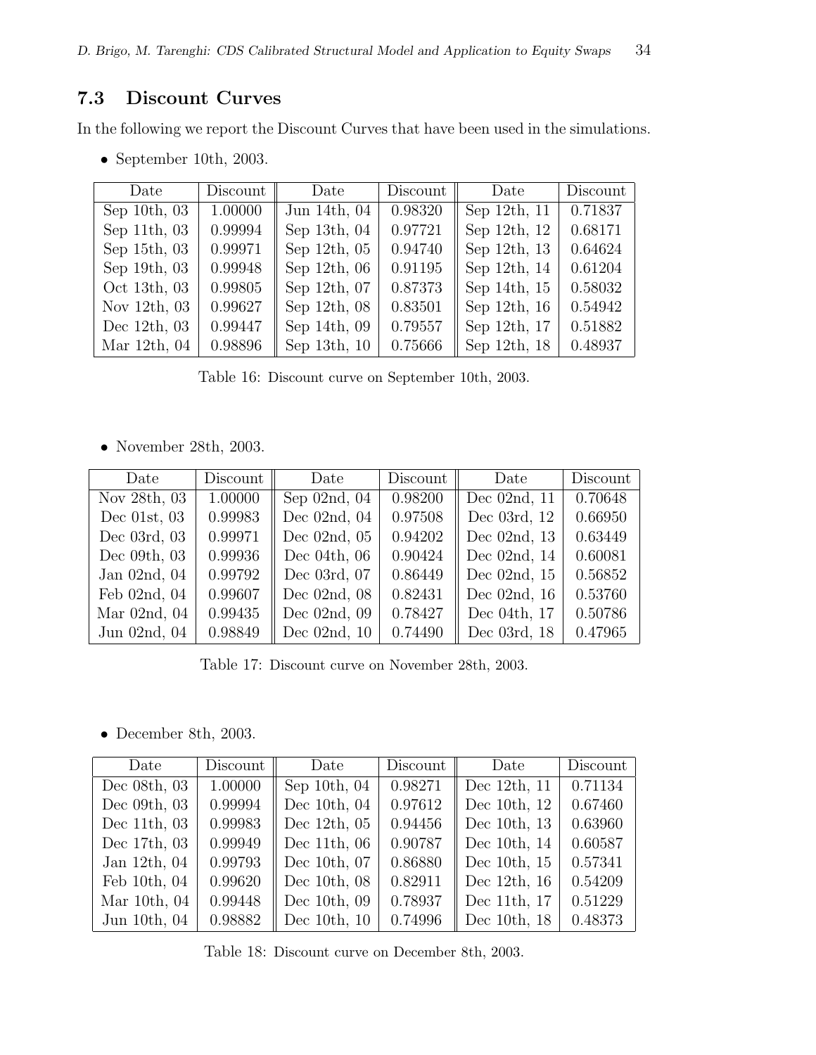## 7.3 Discount Curves

In the following we report the Discount Curves that have been used in the simulations.

- September 10th, 2003.

| Date | Discount | Date | Discount | Date | Discount |
|---|---|---|---|---|---|
| Sep 10th, 03 | 1.00000 | Jun 14th, 04 | 0.98320 | Sep 12th, 11 | 0.71837 |
| Sep 11th, 03 | 0.99994 | Sep 13th, 04 | 0.97721 | Sep 12th, 12 | 0.68171 |
| Sep 15th, 03 | 0.99971 | Sep 12th, 05 | 0.94740 | Sep 12th, 13 | 0.64624 |
| Sep 19th, 03 | 0.99948 | Sep 12th, 06 | 0.91195 | Sep 12th, 14 | 0.61204 |
| Oct 13th, 03 | 0.99805 | Sep 12th, 07 | 0.87373 | Sep 14th, 15 | 0.58032 |
| Nov 12th, 03 | 0.99627 | Sep 12th, 08 | 0.83501 | Sep 12th, 16 | 0.54942 |
| Dec 12th, 03 | 0.99447 | Sep 14th, 09 | 0.79557 | Sep 12th, 17 | 0.51882 |
| Mar 12th, 04 | 0.98896 | Sep 13th, 10 | 0.75666 | Sep 12th, 18 | 0.48937 |

Table 16: Discount curve on September 10th, 2003.

- November 28th, 2003.

| Date | Discount | Date | Discount | Date | Discount |
|---|---|---|---|---|---|
| Nov 28th, 03 | 1.00000 | Sep 02nd, 04 | 0.98200 | Dec 02nd, 11 | 0.70648 |
| Dec 01st, 03 | 0.99983 | Dec 02nd, 04 | 0.97508 | Dec 03rd, 12 | 0.66950 |
| Dec 03rd, 03 | 0.99971 | Dec 02nd, 05 | 0.94202 | Dec 02nd, 13 | 0.63449 |
| Dec 09th, 03 | 0.99936 | Dec 04th, 06 | 0.90424 | Dec 02nd, 14 | 0.60081 |
| Jan 02nd, 04 | 0.99792 | Dec 03rd, 07 | 0.86449 | Dec 02nd, 15 | 0.56852 |
| Feb 02nd, 04 | 0.99607 | Dec 02nd, 08 | 0.82431 | Dec 02nd, 16 | 0.53760 |
| Mar 02nd, 04 | 0.99435 | Dec 02nd, 09 | 0.78427 | Dec 04th, 17 | 0.50786 |
| Jun 02nd, 04 | 0.98849 | Dec 02nd, 10 | 0.74490 | Dec 03rd, 18 | 0.47965 |

Table 17: Discount curve on November 28th, 2003.

- December 8th, 2003.

| Date | Discount | Date | Discount | Date | Discount |
|---|---|---|---|---|---|
| Dec 08th, 03 | 1.00000 | Sep 10th, 04 | 0.98271 | Dec 12th, 11 | 0.71134 |
| Dec 09th, 03 | 0.99994 | Dec 10th, 04 | 0.97612 | Dec 10th, 12 | 0.67460 |
| Dec 11th, 03 | 0.99983 | Dec 12th, 05 | 0.94456 | Dec 10th, 13 | 0.63960 |
| Dec 17th, 03 | 0.99949 | Dec 11th, 06 | 0.90787 | Dec 10th, 14 | 0.60587 |
| Jan 12th, 04 | 0.99793 | Dec 10th, 07 | 0.86880 | Dec 10th, 15 | 0.57341 |
| Feb 10th, 04 | 0.99620 | Dec 10th, 08 | 0.82911 | Dec 12th, 16 | 0.54209 |
| Mar 10th, 04 | 0.99448 | Dec 10th, 09 | 0.78937 | Dec 11th, 17 | 0.51229 |
| Jun 10th, 04 | 0.98882 | Dec 10th, 10 | 0.74996 | Dec 10th, 18 | 0.48373 |

Table 18: Discount curve on December 8th, 2003.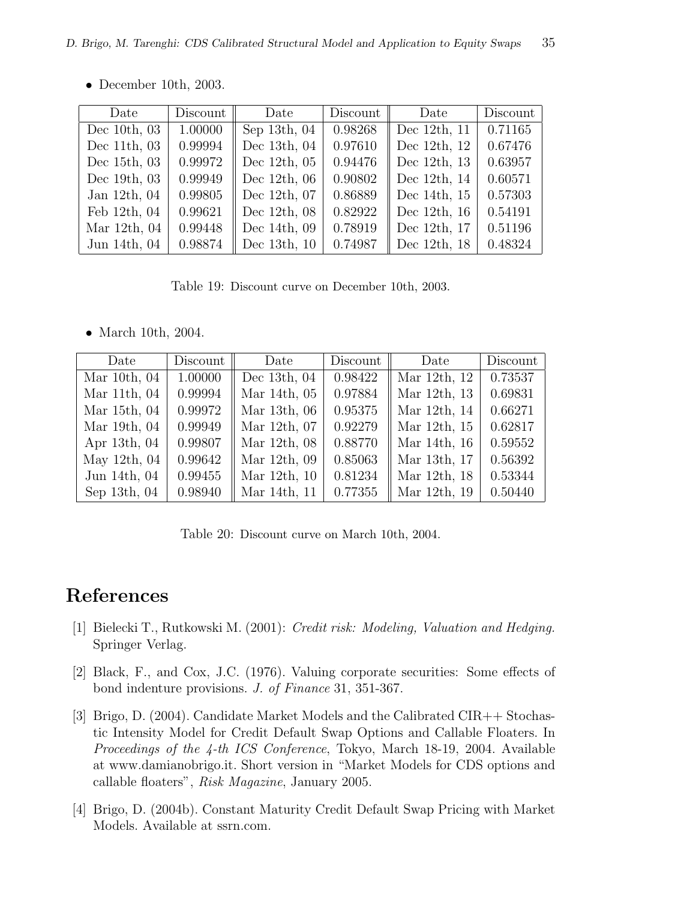- December 10th, 2003.

| Date | Discount | Date | Discount | Date | Discount |
|---|---|---|---|---|---|
| Dec 10th, 03 | 1.00000 | Sep 13th, 04 | 0.98268 | Dec 12th, 11 | 0.71165 |
| Dec 11th, 03 | 0.99994 | Dec 13th, 04 | 0.97610 | Dec 12th, 12 | 0.67476 |
| Dec 15th, 03 | 0.99972 | Dec 12th, 05 | 0.94476 | Dec 12th, 13 | 0.63957 |
| Dec 19th, 03 | 0.99949 | Dec 12th, 06 | 0.90802 | Dec 12th, 14 | 0.60571 |
| Jan 12th, 04 | 0.99805 | Dec 12th, 07 | 0.86889 | Dec 14th, 15 | 0.57303 |
| Feb 12th, 04 | 0.99621 | Dec 12th, 08 | 0.82922 | Dec 12th, 16 | 0.54191 |
| Mar 12th, 04 | 0.99448 | Dec 14th, 09 | 0.78919 | Dec 12th, 17 | 0.51196 |
| Jun 14th, 04 | 0.98874 | Dec 13th, 10 | 0.74987 | Dec 12th, 18 | 0.48324 |

Table 19: Discount curve on December 10th, 2003.

- March 10th, 2004.

| Date | Discount | Date | Discount | Date | Discount |
|---|---|---|---|---|---|
| Mar 10th, 04 | 1.00000 | Dec 13th, 04 | 0.98422 | Mar 12th, 12 | 0.73537 |
| Mar 11th, 04 | 0.99994 | Mar 14th, 05 | 0.97884 | Mar 12th, 13 | 0.69831 |
| Mar 15th, 04 | 0.99972 | Mar 13th, 06 | 0.95375 | Mar 12th, 14 | 0.66271 |
| Mar 19th, 04 | 0.99949 | Mar 12th, 07 | 0.92279 | Mar 12th, 15 | 0.62817 |
| Apr 13th, 04 | 0.99807 | Mar 12th, 08 | 0.88770 | Mar 14th, 16 | 0.59552 |
| May 12th, 04 | 0.99642 | Mar 12th, 09 | 0.85063 | Mar 13th, 17 | 0.56392 |
| Jun 14th, 04 | 0.99455 | Mar 12th, 10 | 0.81234 | Mar 12th, 18 | 0.53344 |
| Sep 13th, 04 | 0.98940 | Mar 14th, 11 | 0.77355 | Mar 12th, 19 | 0.50440 |

Table 20: Discount curve on March 10th, 2004.

# References

[1] Bielecki T., Rutkowski M. (2001): *Credit risk: Modeling, Valuation and Hedging*. Springer Verlag.

[2] Black, F., and Cox, J.C. (1976). Valuing corporate securities: Some effects of bond indenture provisions. *J. of Finance* 31, 351-367.

[3] Brigo, D. (2004). Candidate Market Models and the Calibrated CIR++ Stochastic Intensity Model for Credit Default Swap Options and Callable Floaters. In *Proceedings of the 4-th ICS Conference*, Tokyo, March 18-19, 2004. Available at www.damianobrigo.it. Short version in "Market Models for CDS options and callable floaters", *Risk Magazine*, January 2005.

[4] Brigo, D. (2004b). Constant Maturity Credit Default Swap Pricing with Market Models. Available at ssrn.com.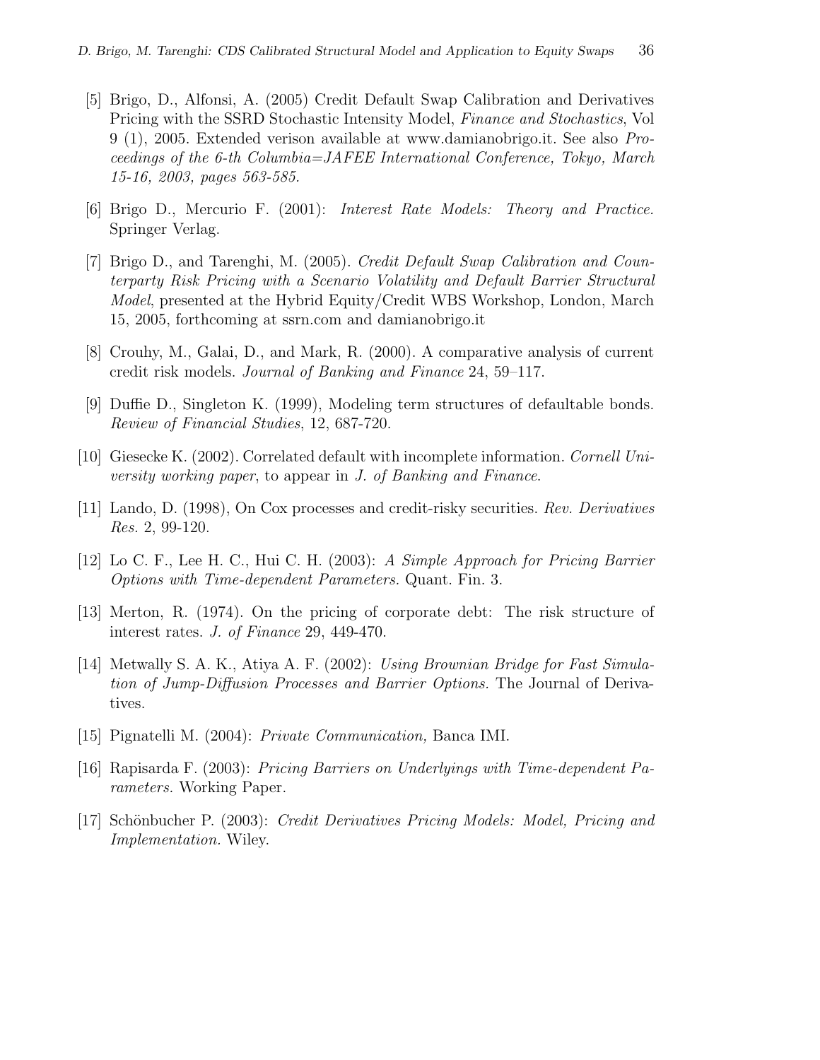[5] Brigo, D., Alfonsi, A. (2005) Credit Default Swap Calibration and Derivatives Pricing with the SSRD Stochastic Intensity Model, *Finance and Stochastics*, Vol 9 (1), 2005. Extended verison available at www.damianobrigo.it. See also *Proceedings of the 6-th Columbia=JAFEE International Conference, Tokyo, March 15-16, 2003, pages 563-585.*

[6] Brigo D., Mercurio F. (2001): *Interest Rate Models: Theory and Practice.* Springer Verlag.

[7] Brigo D., and Tarenghi, M. (2005). *Credit Default Swap Calibration and Counterparty Risk Pricing with a Scenario Volatility and Default Barrier Structural Model*, presented at the Hybrid Equity/Credit WBS Workshop, London, March 15, 2005, forthcoming at ssrn.com and damianobrigo.it

[8] Crouhy, M., Galai, D., and Mark, R. (2000). A comparative analysis of current credit risk models. *Journal of Banking and Finance* 24, 59–117.

[9] Duffie D., Singleton K. (1999), Modeling term structures of defaultable bonds. *Review of Financial Studies*, 12, 687-720.

[10] Giesecke K. (2002). Correlated default with incomplete information. *Cornell University working paper*, to appear in *J. of Banking and Finance*.

[11] Lando, D. (1998), On Cox processes and credit-risky securities. *Rev. Derivatives Res.* 2, 99-120.

[12] Lo C. F., Lee H. C., Hui C. H. (2003): *A Simple Approach for Pricing Barrier Options with Time-dependent Parameters.* Quant. Fin. 3.

[13] Merton, R. (1974). On the pricing of corporate debt: The risk structure of interest rates. *J. of Finance* 29, 449-470.

[14] Metwally S. A. K., Atiya A. F. (2002): *Using Brownian Bridge for Fast Simulation of Jump-Diffusion Processes and Barrier Options.* The Journal of Derivatives.

[15] Pignatelli M. (2004): *Private Communication,* Banca IMI.

[16] Rapisarda F. (2003): *Pricing Barriers on Underlyings with Time-dependent Parameters.* Working Paper.

[17] Schönbucher P. (2003): *Credit Derivatives Pricing Models: Model, Pricing and Implementation.* Wiley.